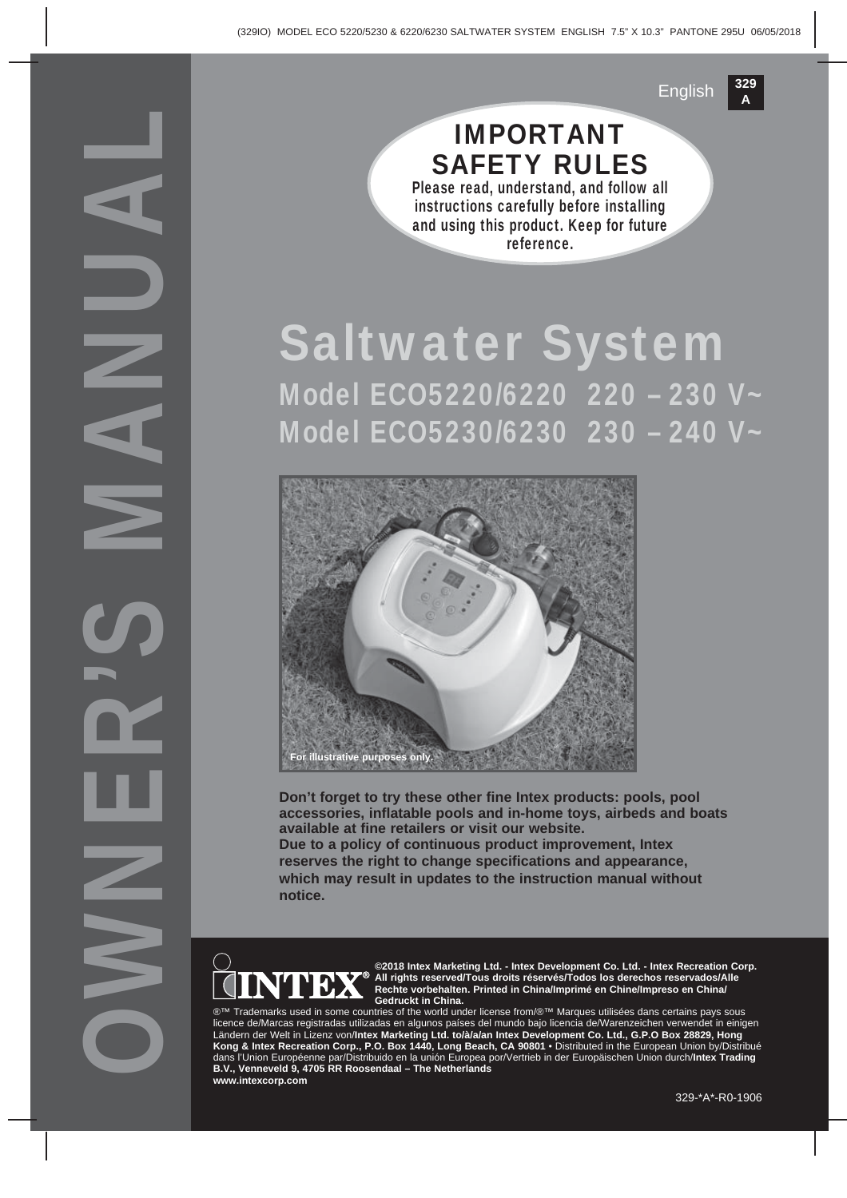English **329 A**

# IMPORTANT SAFETY RULES

**Please read, understand, and follow all instructions carefully before installing and using this product. Keep for future reference.**

# OWNER'S MANUAL

# Saltwater System

## Model ECO5220/6220 220 – 230 V~
## Model ECO5230/6230 230 – 240 V~

For illustrative purposes only.

**Don't forget to try these other fine Intex products: pools, pool accessories, inflatable pools and in-home toys, airbeds and boats available at fine retailers or visit our website.**
**Due to a policy of continuous product improvement, Intex reserves the right to change specifications and appearance, which may result in updates to the instruction manual without notice.**

INTEX®

**©2018 Intex Marketing Ltd. - Intex Development Co. Ltd. - Intex Recreation Corp. All rights reserved/Tous droits réservés/Todos los derechos reservados/Alle Rechte vorbehalten. Printed in China/Imprimé en Chine/Impreso en China/ Gedruckt in China.**

®™ Trademarks used in some countries of the world under license from/®™ Marques utilisées dans certains pays sous licence de/Marcas registradas utilizadas en algunos países del mundo bajo licencia de/Warenzeichen verwendet in einigen Ländern der Welt in Lizenz von/**Intex Marketing Ltd. to/à/a/an Intex Development Co. Ltd., G.P.O Box 28829, Hong Kong & Intex Recreation Corp., P.O. Box 1440, Long Beach, CA 90801** • Distributed in the European Union by/Distribué dans l'Union Européenne par/Distribuido en la unión Europea por/Vertrieb in der Europäischen Union durch/**Intex Trading B.V., Venneveld 9, 4705 RR Roosendaal – The Netherlands**
**www.intexcorp.com**

329-*A*-R0-1906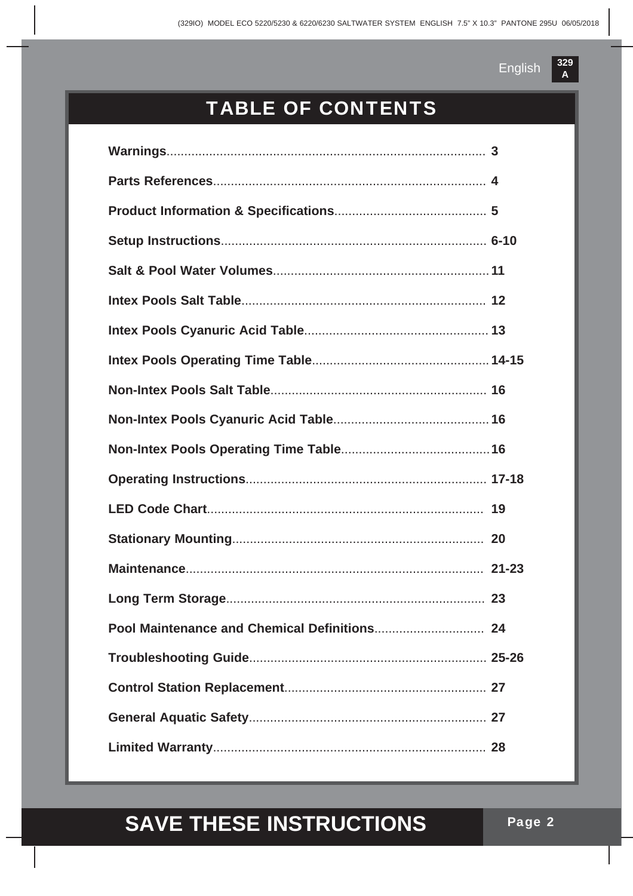# TABLE OF CONTENTS

| | |
|---|---|
| **Warnings** | **3** |
| **Parts References** | **4** |
| **Product Information & Specifications** | **5** |
| **Setup Instructions** | **6-10** |
| **Salt & Pool Water Volumes** | **11** |
| **Intex Pools Salt Table** | **12** |
| **Intex Pools Cyanuric Acid Table** | **13** |
| **Intex Pools Operating Time Table** | **14-15** |
| **Non-Intex Pools Salt Table** | **16** |
| **Non-Intex Pools Cyanuric Acid Table** | **16** |
| **Non-Intex Pools Operating Time Table** | **16** |
| **Operating Instructions** | **17-18** |
| **LED Code Chart** | **19** |
| **Stationary Mounting** | **20** |
| **Maintenance** | **21-23** |
| **Long Term Storage** | **23** |
| **Pool Maintenance and Chemical Definitions** | **24** |
| **Troubleshooting Guide** | **25-26** |
| **Control Station Replacement** | **27** |
| **General Aquatic Safety** | **27** |
| **Limited Warranty** | **28** |

**SAVE THESE INSTRUCTIONS**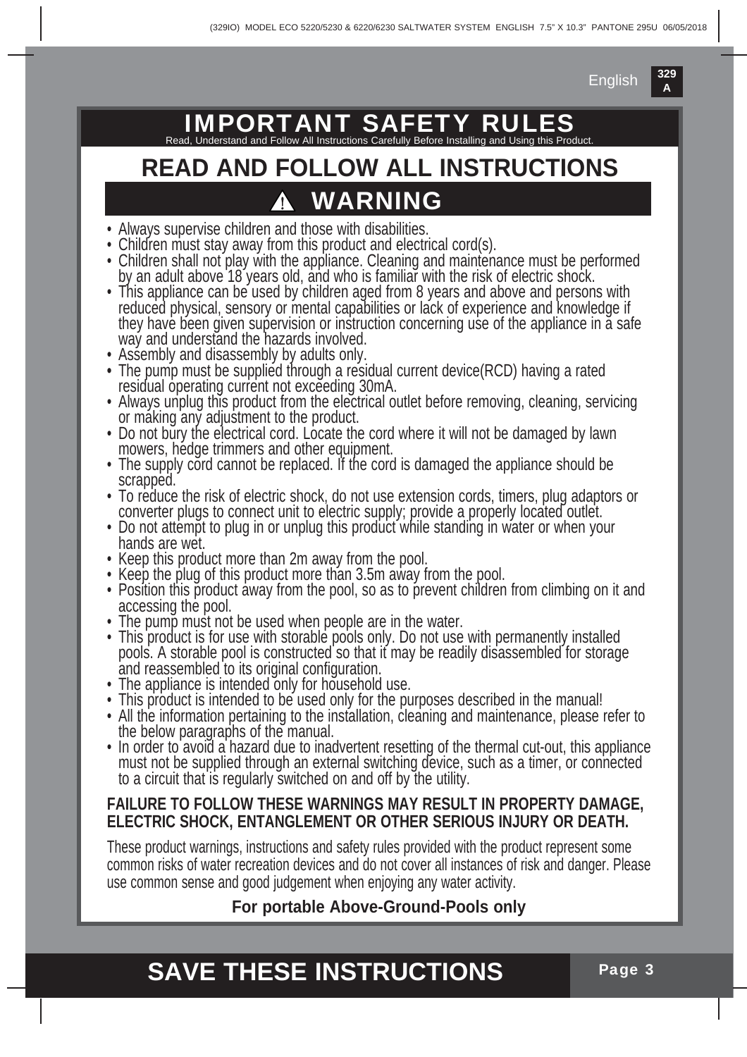# IMPORTANT SAFETY RULES

Read, Understand and Follow All Instructions Carefully Before Installing and Using this Product.

## READ AND FOLLOW ALL INSTRUCTIONS

## ⚠ WARNING

- Always supervise children and those with disabilities.
- Children must stay away from this product and electrical cord(s).
- Children shall not play with the appliance. Cleaning and maintenance must be performed by an adult above 18 years old, and who is familiar with the risk of electric shock.
- This appliance can be used by children aged from 8 years and above and persons with reduced physical, sensory or mental capabilities or lack of experience and knowledge if they have been given supervision or instruction concerning use of the appliance in a safe way and understand the hazards involved.
- Assembly and disassembly by adults only.
- The pump must be supplied through a residual current device(RCD) having a rated residual operating current not exceeding 30mA.
- Always unplug this product from the electrical outlet before removing, cleaning, servicing or making any adjustment to the product.
- Do not bury the electrical cord. Locate the cord where it will not be damaged by lawn mowers, hedge trimmers and other equipment.
- The supply cord cannot be replaced. If the cord is damaged the appliance should be scrapped.
- To reduce the risk of electric shock, do not use extension cords, timers, plug adaptors or converter plugs to connect unit to electric supply; provide a properly located outlet.
- Do not attempt to plug in or unplug this product while standing in water or when your hands are wet.
- Keep this product more than 2m away from the pool.
- Keep the plug of this product more than 3.5m away from the pool.
- Position this product away from the pool, so as to prevent children from climbing on it and accessing the pool.
- The pump must not be used when people are in the water.
- This product is for use with storable pools only. Do not use with permanently installed pools. A storable pool is constructed so that it may be readily disassembled for storage and reassembled to its original configuration.
- The appliance is intended only for household use.
- This product is intended to be used only for the purposes described in the manual!
- All the information pertaining to the installation, cleaning and maintenance, please refer to the below paragraphs of the manual.
- In order to avoid a hazard due to inadvertent resetting of the thermal cut-out, this appliance must not be supplied through an external switching device, such as a timer, or connected to a circuit that is regularly switched on and off by the utility.

**FAILURE TO FOLLOW THESE WARNINGS MAY RESULT IN PROPERTY DAMAGE, ELECTRIC SHOCK, ENTANGLEMENT OR OTHER SERIOUS INJURY OR DEATH.**

These product warnings, instructions and safety rules provided with the product represent some common risks of water recreation devices and do not cover all instances of risk and danger. Please use common sense and good judgement when enjoying any water activity.

**For portable Above-Ground-Pools only**

## SAVE THESE INSTRUCTIONS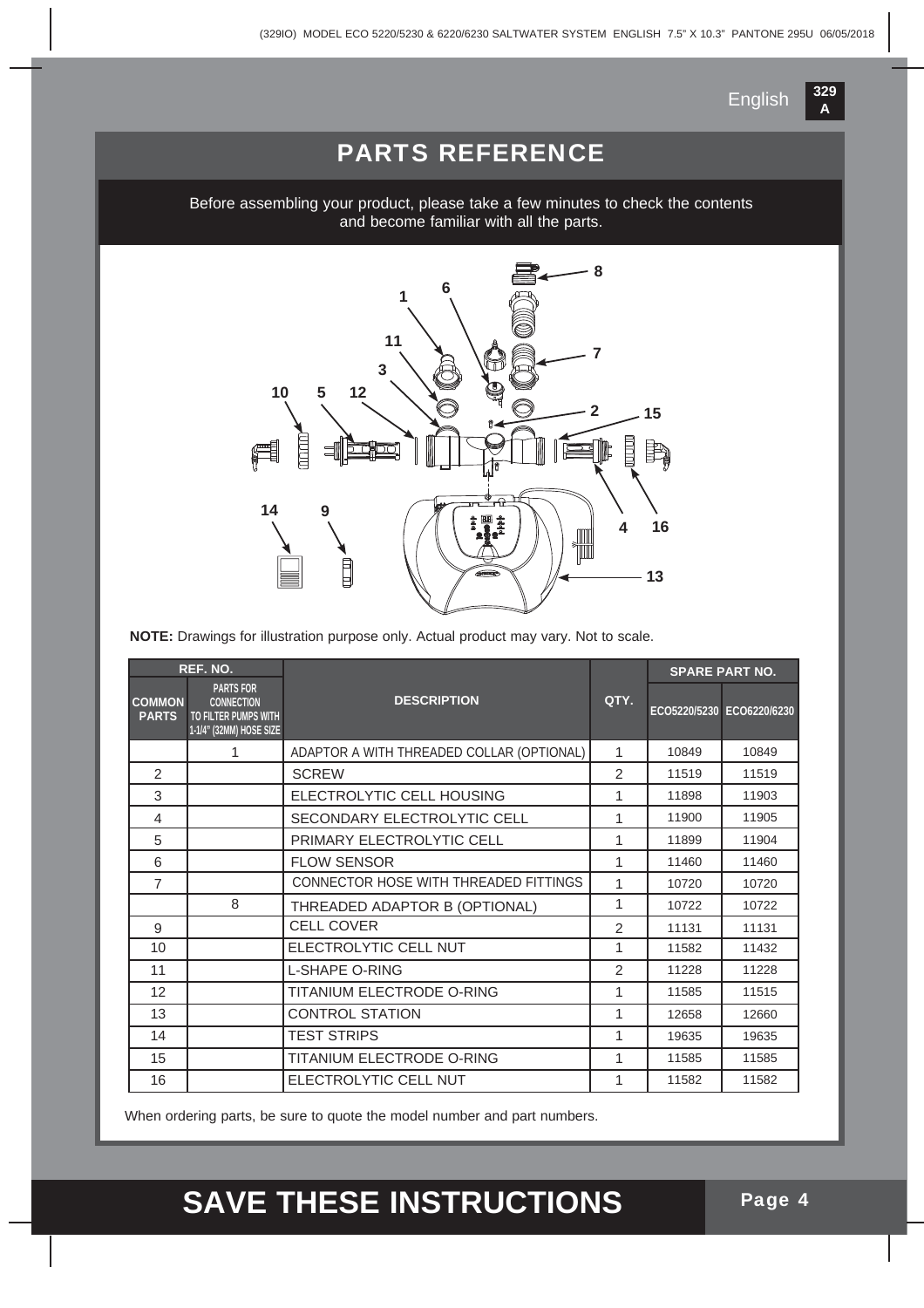# PARTS REFERENCE

Before assembling your product, please take a few minutes to check the contents and become familiar with all the parts.

**NOTE:** Drawings for illustration purpose only. Actual product may vary. Not to scale.

| REF. NO. | | DESCRIPTION | QTY. | SPARE PART NO. | |
|---|---|---|---|---|---|
| COMMON PARTS | PARTS FOR CONNECTION TO FILTER PUMPS WITH 1-1/4" (32MM) HOSE SIZE | | | ECO5220/5230 | ECO6220/6230 |
| | 1 | ADAPTOR A WITH THREADED COLLAR (OPTIONAL) | 1 | 10849 | 10849 |
| 2 | | SCREW | 2 | 11519 | 11519 |
| 3 | | ELECTROLYTIC CELL HOUSING | 1 | 11898 | 11903 |
| 4 | | SECONDARY ELECTROLYTIC CELL | 1 | 11900 | 11905 |
| 5 | | PRIMARY ELECTROLYTIC CELL | 1 | 11899 | 11904 |
| 6 | | FLOW SENSOR | 1 | 11460 | 11460 |
| 7 | | CONNECTOR HOSE WITH THREADED FITTINGS | 1 | 10720 | 10720 |
| | 8 | THREADED ADAPTOR B (OPTIONAL) | 1 | 10722 | 10722 |
| 9 | | CELL COVER | 2 | 11131 | 11131 |
| 10 | | ELECTROLYTIC CELL NUT | 1 | 11582 | 11432 |
| 11 | | L-SHAPE O-RING | 2 | 11228 | 11228 |
| 12 | | TITANIUM ELECTRODE O-RING | 1 | 11585 | 11515 |
| 13 | | CONTROL STATION | 1 | 12658 | 12660 |
| 14 | | TEST STRIPS | 1 | 19635 | 19635 |
| 15 | | TITANIUM ELECTRODE O-RING | 1 | 11585 | 11585 |
| 16 | | ELECTROLYTIC CELL NUT | 1 | 11582 | 11582 |

When ordering parts, be sure to quote the model number and part numbers.

**SAVE THESE INSTRUCTIONS**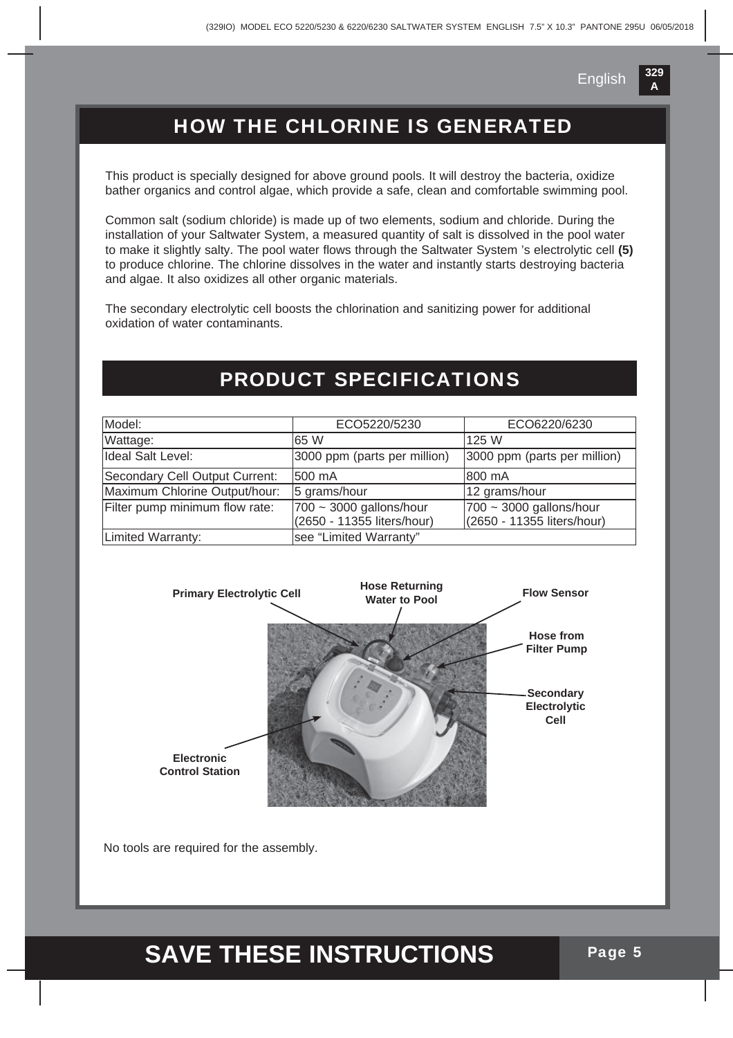## HOW THE CHLORINE IS GENERATED

This product is specially designed for above ground pools. It will destroy the bacteria, oxidize bather organics and control algae, which provide a safe, clean and comfortable swimming pool.

Common salt (sodium chloride) is made up of two elements, sodium and chloride. During the installation of your Saltwater System, a measured quantity of salt is dissolved in the pool water to make it slightly salty. The pool water flows through the Saltwater System 's electrolytic cell **(5)** to produce chlorine. The chlorine dissolves in the water and instantly starts destroying bacteria and algae. It also oxidizes all other organic materials.

The secondary electrolytic cell boosts the chlorination and sanitizing power for additional oxidation of water contaminants.

## PRODUCT SPECIFICATIONS

| Model: | ECO5220/5230 | ECO6220/6230 |
|---|---|---|
| Wattage: | 65 W | 125 W |
| Ideal Salt Level: | 3000 ppm (parts per million) | 3000 ppm (parts per million) |
| Secondary Cell Output Current: | 500 mA | 800 mA |
| Maximum Chlorine Output/hour: | 5 grams/hour | 12 grams/hour |
| Filter pump minimum flow rate: | 700 ~ 3000 gallons/hour (2650 - 11355 liters/hour) | 700 ~ 3000 gallons/hour (2650 - 11355 liters/hour) |
| Limited Warranty: | see “Limited Warranty” | |

**Primary Electrolytic Cell**

**Hose Returning Water to Pool**

**Flow Sensor**

**Hose from Filter Pump**

**Secondary Electrolytic Cell**

**Electronic Control Station**

No tools are required for the assembly.

**SAVE THESE INSTRUCTIONS**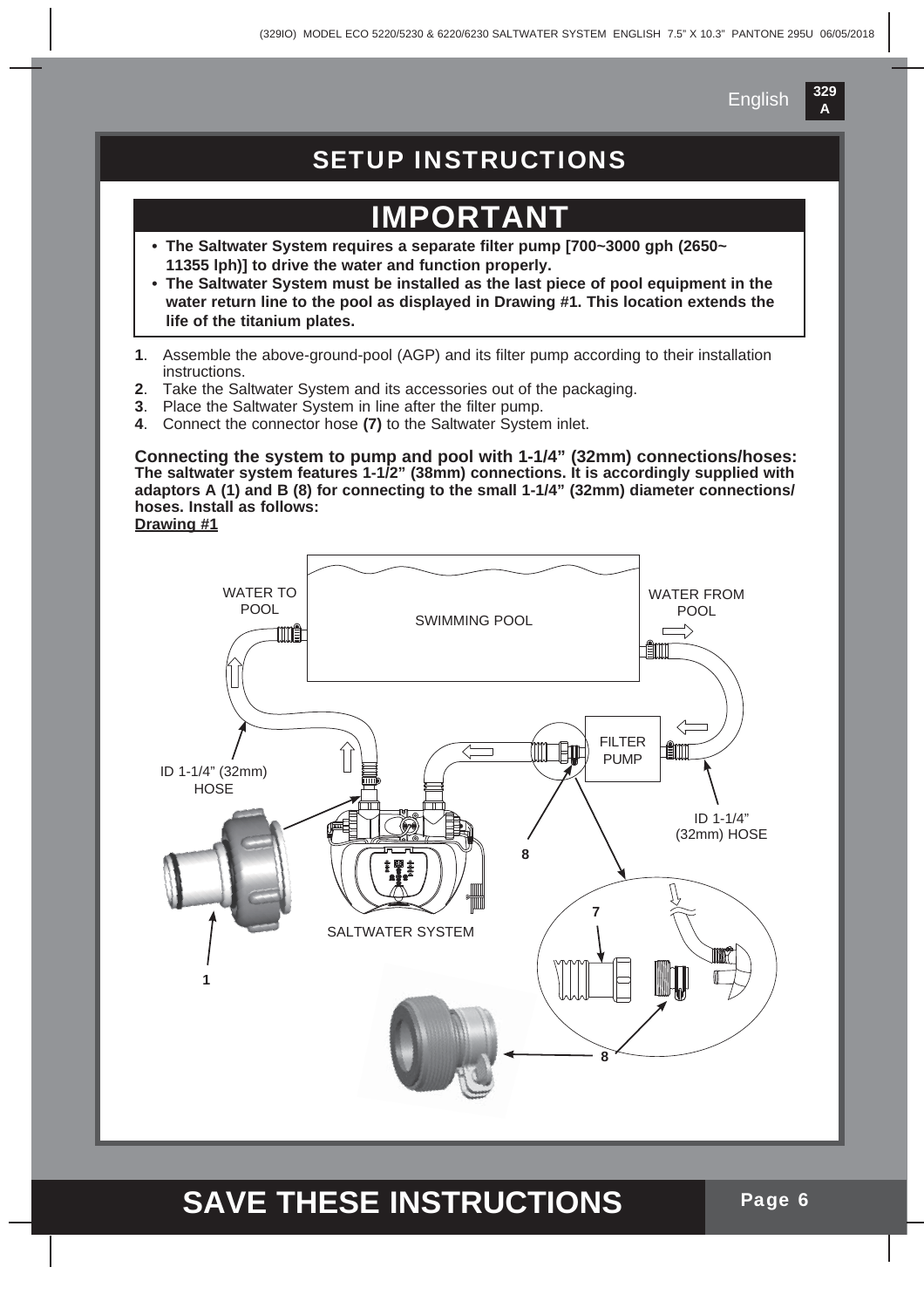# SETUP INSTRUCTIONS

## IMPORTANT

- **The Saltwater System requires a separate filter pump [700~3000 gph (2650~ 11355 lph)] to drive the water and function properly.**
- **The Saltwater System must be installed as the last piece of pool equipment in the water return line to the pool as displayed in Drawing #1. This location extends the life of the titanium plates.**

**1**. Assemble the above-ground-pool (AGP) and its filter pump according to their installation instructions.
**2**. Take the Saltwater System and its accessories out of the packaging.
**3**. Place the Saltwater System in line after the filter pump.
**4**. Connect the connector hose **(7)** to the Saltwater System inlet.

**Connecting the system to pump and pool with 1-1/4" (32mm) connections/hoses:**
**The saltwater system features 1-1/2" (38mm) connections. It is accordingly supplied with adaptors A (1) and B (8) for connecting to the small 1-1/4" (32mm) diameter connections/ hoses. Install as follows:**
**Drawing #1**

WATER TO POOL
SWIMMING POOL
WATER FROM POOL
FILTER PUMP
ID 1-1/4" (32mm) HOSE
ID 1-1/4" (32mm) HOSE
SALTWATER SYSTEM
1
7
8
8

# SAVE THESE INSTRUCTIONS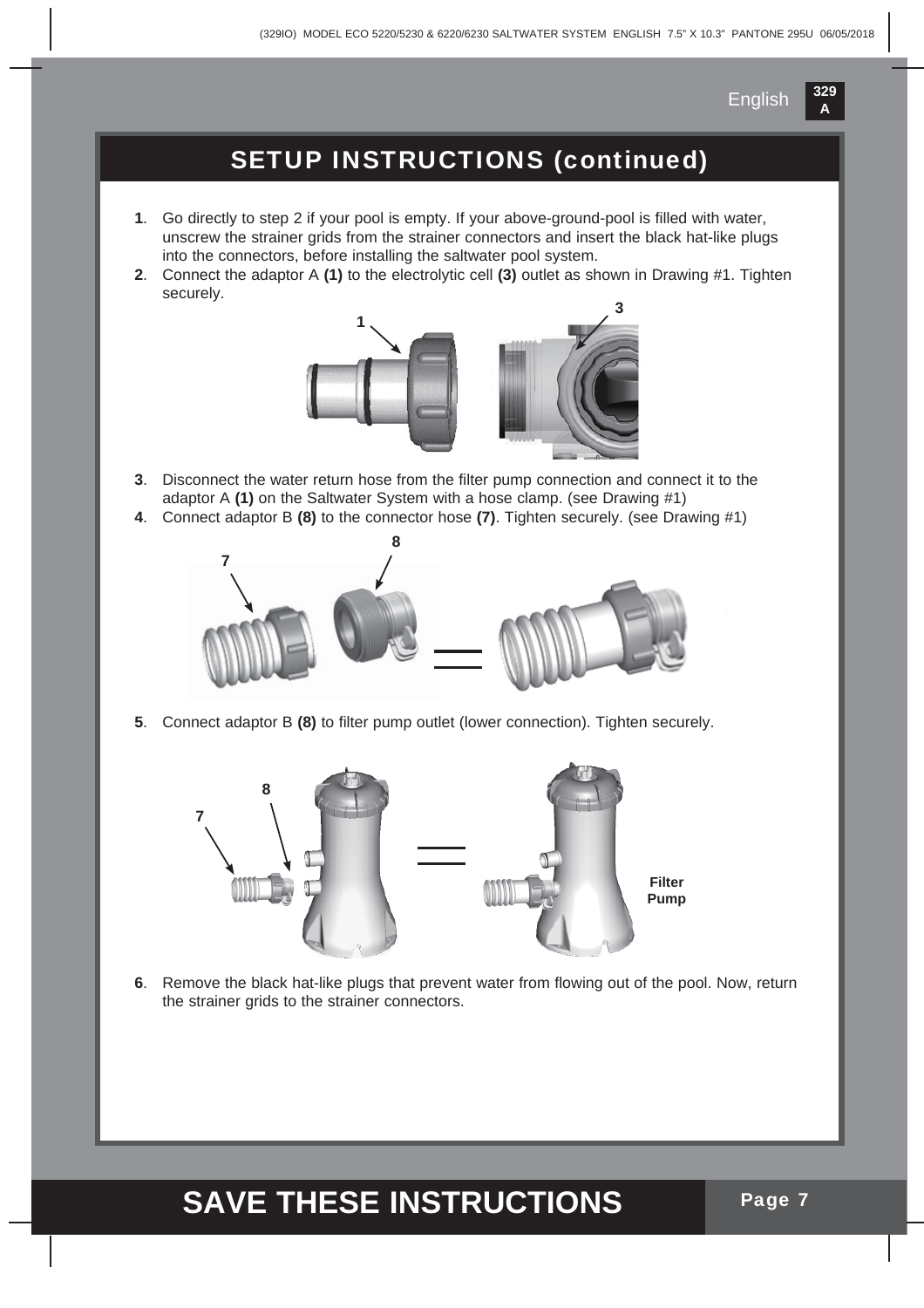## SETUP INSTRUCTIONS (continued)

1. Go directly to step 2 if your pool is empty. If your above-ground-pool is filled with water, unscrew the strainer grids from the strainer connectors and insert the black hat-like plugs into the connectors, before installing the saltwater pool system.
2. Connect the adaptor A **(1)** to the electrolytic cell **(3)** outlet as shown in Drawing #1. Tighten securely.
3. Disconnect the water return hose from the filter pump connection and connect it to the adaptor A **(1)** on the Saltwater System with a hose clamp. (see Drawing #1)
4. Connect adaptor B **(8)** to the connector hose **(7)**. Tighten securely. (see Drawing #1)
5. Connect adaptor B **(8)** to filter pump outlet (lower connection). Tighten securely.

**Filter Pump**

6. Remove the black hat-like plugs that prevent water from flowing out of the pool. Now, return the strainer grids to the strainer connectors.

# SAVE THESE INSTRUCTIONS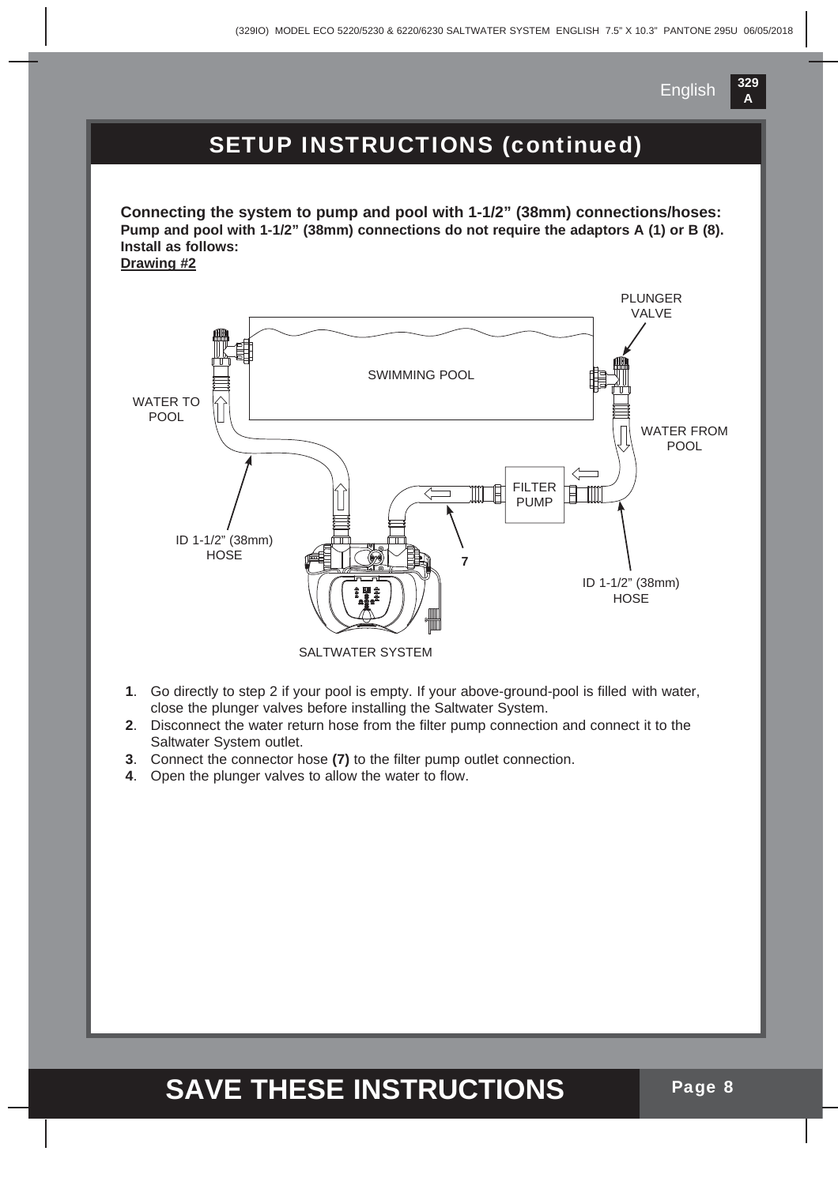## SETUP INSTRUCTIONS (continued)

**Connecting the system to pump and pool with 1-1/2" (38mm) connections/hoses:**
**Pump and pool with 1-1/2" (38mm) connections do not require the adaptors A (1) or B (8). Install as follows:**
**Drawing #2**

PLUNGER VALVE

SWIMMING POOL

WATER TO POOL

WATER FROM POOL

FILTER PUMP

ID 1-1/2" (38mm) HOSE

7

ID 1-1/2" (38mm) HOSE

SALTWATER SYSTEM

1. Go directly to step 2 if your pool is empty. If your above-ground-pool is filled with water, close the plunger valves before installing the Saltwater System.
2. Disconnect the water return hose from the filter pump connection and connect it to the Saltwater System outlet.
3. Connect the connector hose **(7)** to the filter pump outlet connection.
4. Open the plunger valves to allow the water to flow.

**SAVE THESE INSTRUCTIONS**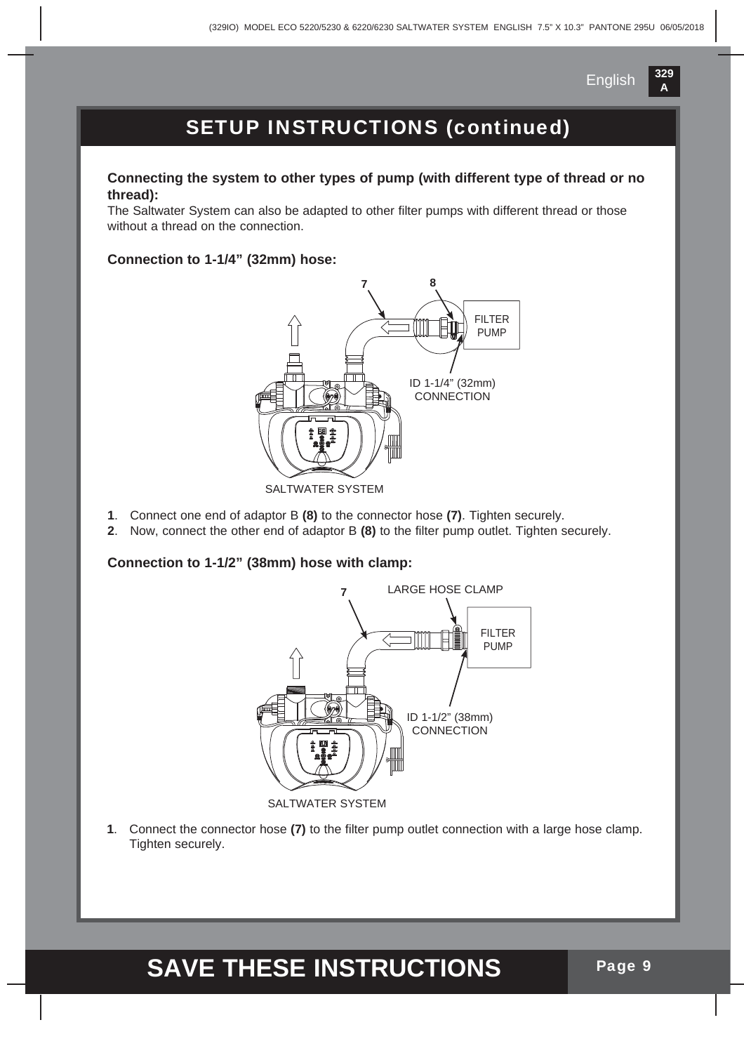## SETUP INSTRUCTIONS (continued)

**Connecting the system to other types of pump (with different type of thread or no thread):**

The Saltwater System can also be adapted to other filter pumps with different thread or those without a thread on the connection.

**Connection to 1-1/4" (32mm) hose:**

7
8
FILTER PUMP
ID 1-1/4" (32mm) CONNECTION
SALTWATER SYSTEM

1. Connect one end of adaptor B **(8)** to the connector hose **(7)**. Tighten securely.
2. Now, connect the other end of adaptor B **(8)** to the filter pump outlet. Tighten securely.

**Connection to 1-1/2" (38mm) hose with clamp:**

7
LARGE HOSE CLAMP
FILTER PUMP
ID 1-1/2" (38mm) CONNECTION
SALTWATER SYSTEM

1. Connect the connector hose **(7)** to the filter pump outlet connection with a large hose clamp. Tighten securely.

**SAVE THESE INSTRUCTIONS**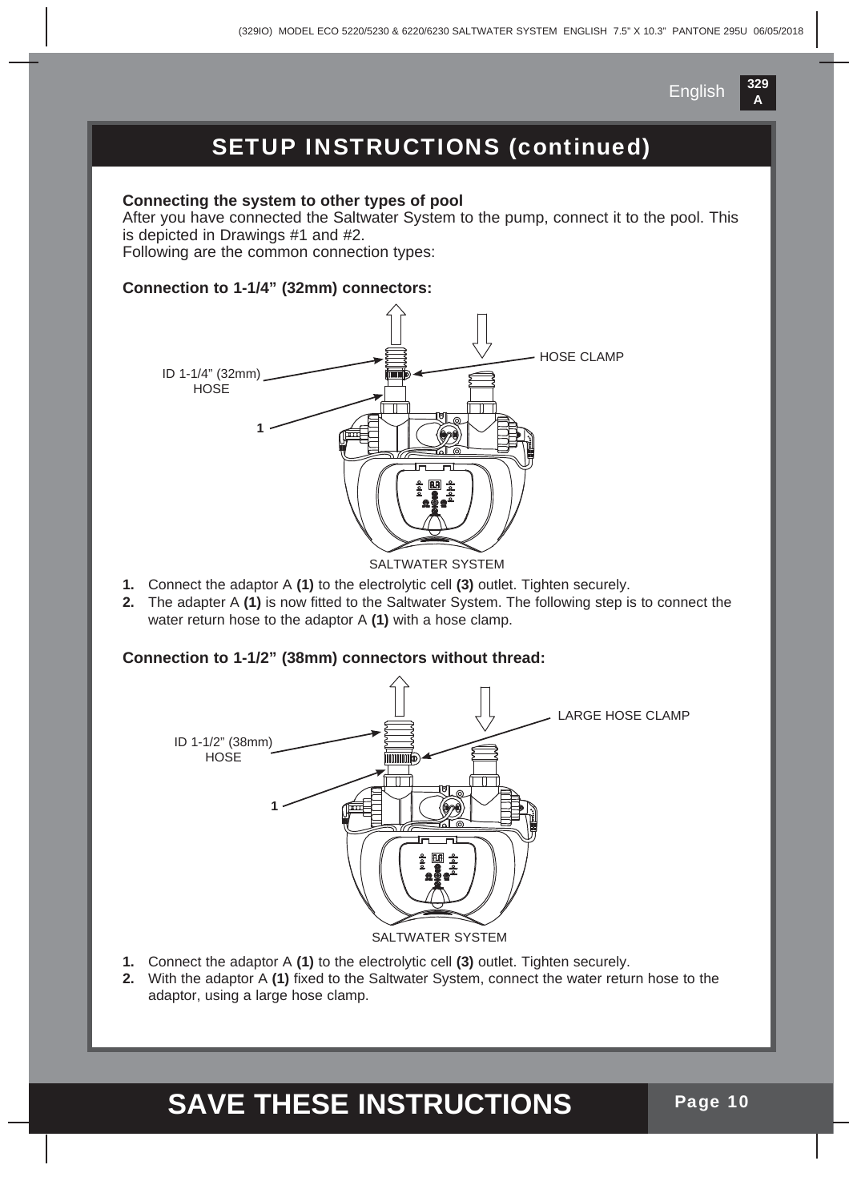# SETUP INSTRUCTIONS (continued)

**Connecting the system to other types of pool**

After you have connected the Saltwater System to the pump, connect it to the pool. This is depicted in Drawings #1 and #2.

Following are the common connection types:

**Connection to 1-1/4" (32mm) connectors:**

ID 1-1/4" (32mm) HOSE

HOSE CLAMP

1

SALTWATER SYSTEM

1. Connect the adaptor A **(1)** to the electrolytic cell **(3)** outlet. Tighten securely.
2. The adapter A **(1)** is now fitted to the Saltwater System. The following step is to connect the water return hose to the adaptor A **(1)** with a hose clamp.

**Connection to 1-1/2" (38mm) connectors without thread:**

ID 1-1/2" (38mm) HOSE

LARGE HOSE CLAMP

1

SALTWATER SYSTEM

1. Connect the adaptor A **(1)** to the electrolytic cell **(3)** outlet. Tighten securely.
2. With the adaptor A **(1)** fixed to the Saltwater System, connect the water return hose to the adaptor, using a large hose clamp.

**SAVE THESE INSTRUCTIONS**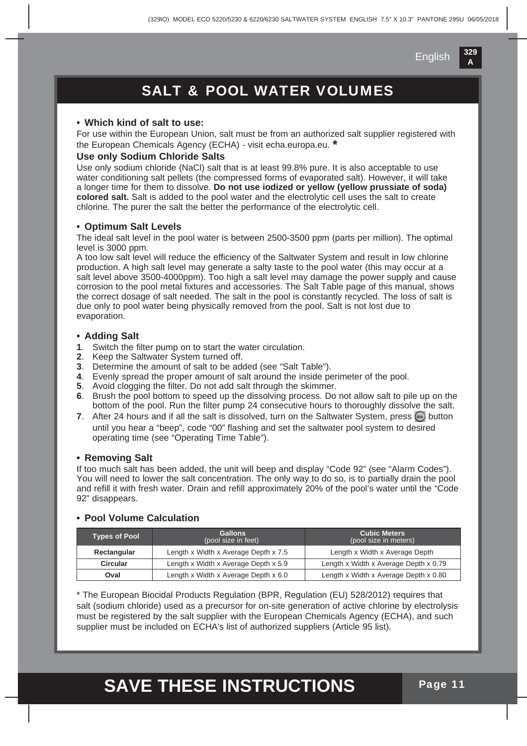# SALT & POOL WATER VOLUMES

- **Which kind of salt to use:**

For use within the European Union, salt must be from an authorized salt supplier registered with the European Chemicals Agency (ECHA) - visit echa.europa.eu. *

**Use only Sodium Chloride Salts**

Use only sodium chloride (NaCl) salt that is at least 99.8% pure. It is also acceptable to use water conditioning salt pellets (the compressed forms of evaporated salt). However, it will take a longer time for them to dissolve. **Do not use iodized or yellow (yellow prussiate of soda) colored salt.** Salt is added to the pool water and the electrolytic cell uses the salt to create chlorine. The purer the salt the better the performance of the electrolytic cell.

- **Optimum Salt Levels**

The ideal salt level in the pool water is between 2500-3500 ppm (parts per million). The optimal level is 3000 ppm.

A too low salt level will reduce the efficiency of the Saltwater System and result in low chlorine production. A high salt level may generate a salty taste to the pool water (this may occur at a salt level above 3500-4000ppm). Too high a salt level may damage the power supply and cause corrosion to the pool metal fixtures and accessories. The Salt Table page of this manual, shows the correct dosage of salt needed. The salt in the pool is constantly recycled. The loss of salt is due only to pool water being physically removed from the pool. Salt is not lost due to evaporation.

- **Adding Salt**

**1**. Switch the filter pump on to start the water circulation.
**2**. Keep the Saltwater System turned off.
**3**. Determine the amount of salt to be added (see "Salt Table").
**4**. Evenly spread the proper amount of salt around the inside perimeter of the pool.
**5**. Avoid clogging the filter. Do not add salt through the skimmer.
**6**. Brush the pool bottom to speed up the dissolving process. Do not allow salt to pile up on the bottom of the pool. Run the filter pump 24 consecutive hours to thoroughly dissolve the salt.
**7**. After 24 hours and if all the salt is dissolved, turn on the Saltwater System, press button until you hear a "beep", code "00" flashing and set the saltwater pool system to desired operating time (see "Operating Time Table").

- **Removing Salt**

If too much salt has been added, the unit will beep and display "Code 92" (see "Alarm Codes"). You will need to lower the salt concentration. The only way to do so, is to partially drain the pool and refill it with fresh water. Drain and refill approximately 20% of the pool's water until the "Code 92" disappears.

- **Pool Volume Calculation**

| Types of Pool | Gallons (pool size in feet) | Cubic Meters (pool size in meters) |
|---|---|---|
| Rectangular | Length x Width x Average Depth x 7.5 | Length x Width x Average Depth |
| Circular | Length x Width x Average Depth x 5.9 | Length x Width x Average Depth x 0.79 |
| Oval | Length x Width x Average Depth x 6.0 | Length x Width x Average Depth x 0.80 |

* The European Biocidal Products Regulation (BPR, Regulation (EU) 528/2012) requires that salt (sodium chloride) used as a precursor for on-site generation of active chlorine by electrolysis must be registered by the salt supplier with the European Chemicals Agency (ECHA), and such supplier must be included on ECHA's list of authorized suppliers (Article 95 list).

# SAVE THESE INSTRUCTIONS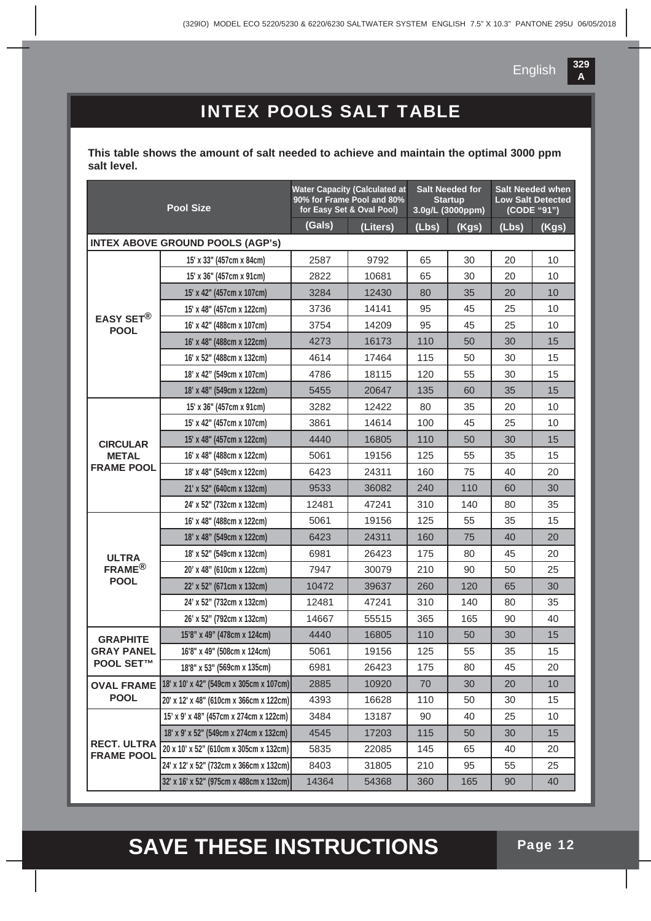# INTEX POOLS SALT TABLE

**This table shows the amount of salt needed to achieve and maintain the optimal 3000 ppm salt level.**

| Pool Size | | Water Capacity (Calculated at 90% for Frame Pool and 80% for Easy Set & Oval Pool) | | Salt Needed for Startup 3.0g/L (3000ppm) | | Salt Needed when Low Salt Detected (CODE "91") | |
|---|---|---|---|---|---|---|---|
| | | (Gals) | (Liters) | (Lbs) | (Kgs) | (Lbs) | (Kgs) |
| **INTEX ABOVE GROUND POOLS (AGP's)** | | | | | | | |
| **EASY SET® POOL** | 15' x 33" (457cm x 84cm) | 2587 | 9792 | 65 | 30 | 20 | 10 |
| | 15' x 36" (457cm x 91cm) | 2822 | 10681 | 65 | 30 | 20 | 10 |
| | 15' x 42" (457cm x 107cm) | 3284 | 12430 | 80 | 35 | 20 | 10 |
| | 15' x 48" (457cm x 122cm) | 3736 | 14141 | 95 | 45 | 25 | 10 |
| | 16' x 42" (488cm x 107cm) | 3754 | 14209 | 95 | 45 | 25 | 10 |
| | 16' x 48" (488cm x 122cm) | 4273 | 16173 | 110 | 50 | 30 | 15 |
| | 16' x 52" (488cm x 132cm) | 4614 | 17464 | 115 | 50 | 30 | 15 |
| | 18' x 42" (549cm x 107cm) | 4786 | 18115 | 120 | 55 | 30 | 15 |
| | 18' x 48" (549cm x 122cm) | 5455 | 20647 | 135 | 60 | 35 | 15 |
| **CIRCULAR METAL FRAME POOL** | 15' x 36" (457cm x 91cm) | 3282 | 12422 | 80 | 35 | 20 | 10 |
| | 15' x 42" (457cm x 107cm) | 3861 | 14614 | 100 | 45 | 25 | 10 |
| | 15' x 48" (457cm x 122cm) | 4440 | 16805 | 110 | 50 | 30 | 15 |
| | 16' x 48" (488cm x 122cm) | 5061 | 19156 | 125 | 55 | 35 | 15 |
| | 18' x 48" (549cm x 122cm) | 6423 | 24311 | 160 | 75 | 40 | 20 |
| | 21' x 52" (640cm x 132cm) | 9533 | 36082 | 240 | 110 | 60 | 30 |
| | 24' x 52" (732cm x 132cm) | 12481 | 47241 | 310 | 140 | 80 | 35 |
| **ULTRA FRAME® POOL** | 16' x 48" (488cm x 122cm) | 5061 | 19156 | 125 | 55 | 35 | 15 |
| | 18' x 48" (549cm x 122cm) | 6423 | 24311 | 160 | 75 | 40 | 20 |
| | 18' x 52" (549cm x 132cm) | 6981 | 26423 | 175 | 80 | 45 | 20 |
| | 20' x 48" (610cm x 122cm) | 7947 | 30079 | 210 | 90 | 50 | 25 |
| | 22' x 52" (671cm x 132cm) | 10472 | 39637 | 260 | 120 | 65 | 30 |
| | 24' x 52" (732cm x 132cm) | 12481 | 47241 | 310 | 140 | 80 | 35 |
| | 26' x 52" (792cm x 132cm) | 14667 | 55515 | 365 | 165 | 90 | 40 |
| **GRAPHITE GRAY PANEL POOL SET™** | 15'8" x 49" (478cm x 124cm) | 4440 | 16805 | 110 | 50 | 30 | 15 |
| | 16'8" x 49" (508cm x 124cm) | 5061 | 19156 | 125 | 55 | 35 | 15 |
| | 18'8" x 53" (569cm x 135cm) | 6981 | 26423 | 175 | 80 | 45 | 20 |
| **OVAL FRAME POOL** | 18' x 10' x 42" (549cm x 305cm x 107cm) | 2885 | 10920 | 70 | 30 | 20 | 10 |
| | 20' x 12' x 48" (610cm x 366cm x 122cm) | 4393 | 16628 | 110 | 50 | 30 | 15 |
| **RECT. ULTRA FRAME POOL** | 15' x 9' x 48" (457cm x 274cm x 122cm) | 3484 | 13187 | 90 | 40 | 25 | 10 |
| | 18' x 9' x 52" (549cm x 274cm x 132cm) | 4545 | 17203 | 115 | 50 | 30 | 15 |
| | 20 x 10' x 52" (610cm x 305cm x 132cm) | 5835 | 22085 | 145 | 65 | 40 | 20 |
| | 24' x 12' x 52" (732cm x 366cm x 132cm) | 8403 | 31805 | 210 | 95 | 55 | 25 |
| | 32' x 16' x 52" (975cm x 488cm x 132cm) | 14364 | 54368 | 360 | 165 | 90 | 40 |

**SAVE THESE INSTRUCTIONS**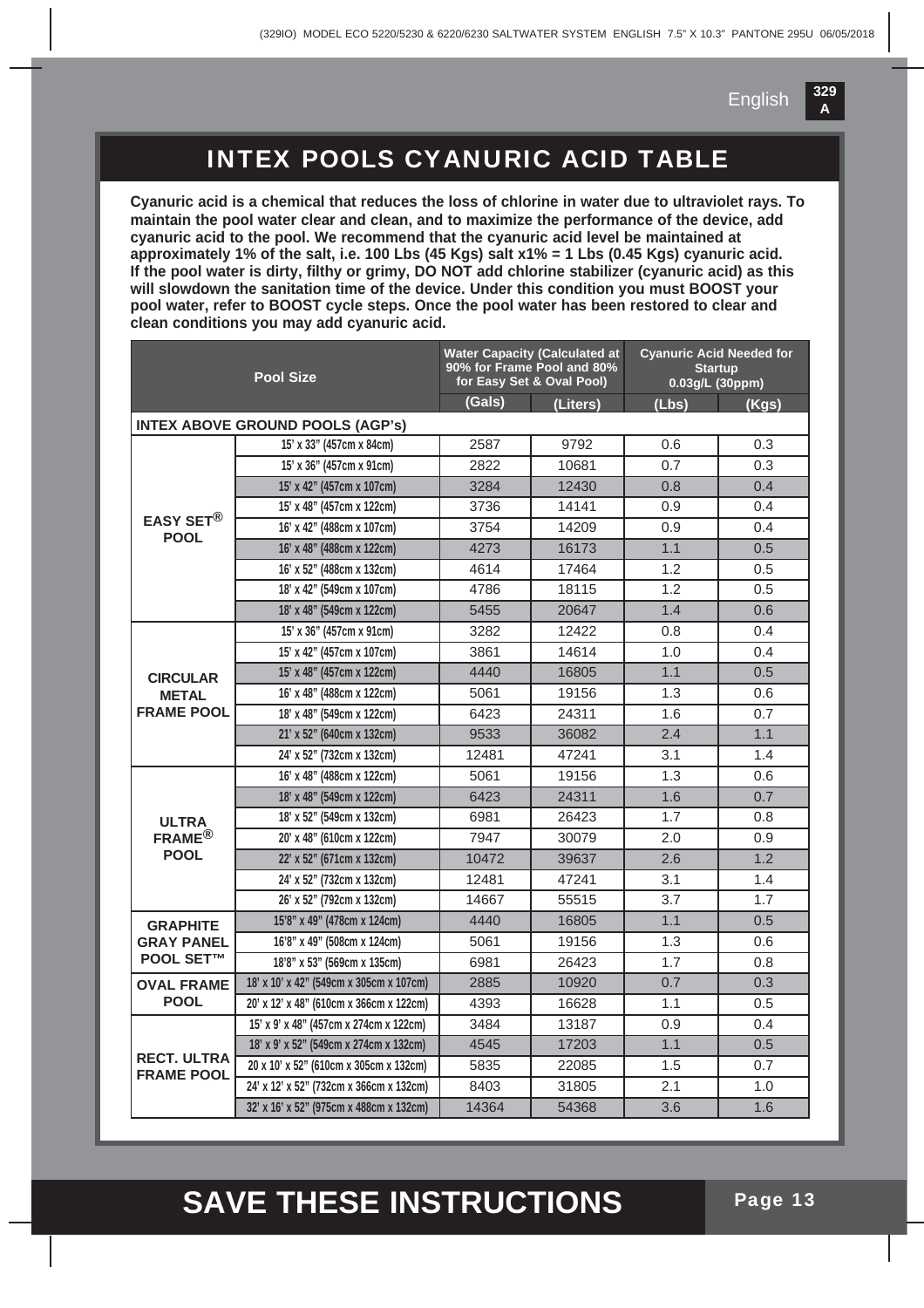# INTEX POOLS CYANURIC ACID TABLE

**Cyanuric acid is a chemical that reduces the loss of chlorine in water due to ultraviolet rays. To maintain the pool water clear and clean, and to maximize the performance of the device, add cyanuric acid to the pool. We recommend that the cyanuric acid level be maintained at approximately 1% of the salt, i.e. 100 Lbs (45 Kgs) salt x1% = 1 Lbs (0.45 Kgs) cyanuric acid. If the pool water is dirty, filthy or grimy, DO NOT add chlorine stabilizer (cyanuric acid) as this will slowdown the sanitation time of the device. Under this condition you must BOOST your pool water, refer to BOOST cycle steps. Once the pool water has been restored to clear and clean conditions you may add cyanuric acid.**

| Pool Size | | Water Capacity (Calculated at 90% for Frame Pool and 80% for Easy Set & Oval Pool) | | Cyanuric Acid Needed for Startup 0.03g/L (30ppm) | |
|---|---|---|---|---|---|
| | | (Gals) | (Liters) | (Lbs) | (Kgs) |
| **INTEX ABOVE GROUND POOLS (AGP's)** | | | | | |
| EASY SET® POOL | 15' x 33" (457cm x 84cm) | 2587 | 9792 | 0.6 | 0.3 |
| | 15' x 36" (457cm x 91cm) | 2822 | 10681 | 0.7 | 0.3 |
| | 15' x 42" (457cm x 107cm) | 3284 | 12430 | 0.8 | 0.4 |
| | 15' x 48" (457cm x 122cm) | 3736 | 14141 | 0.9 | 0.4 |
| | 16' x 42" (488cm x 107cm) | 3754 | 14209 | 0.9 | 0.4 |
| | 16' x 48" (488cm x 122cm) | 4273 | 16173 | 1.1 | 0.5 |
| | 16' x 52" (488cm x 132cm) | 4614 | 17464 | 1.2 | 0.5 |
| | 18' x 42" (549cm x 107cm) | 4786 | 18115 | 1.2 | 0.5 |
| | 18' x 48" (549cm x 122cm) | 5455 | 20647 | 1.4 | 0.6 |
| CIRCULAR METAL FRAME POOL | 15' x 36" (457cm x 91cm) | 3282 | 12422 | 0.8 | 0.4 |
| | 15' x 42" (457cm x 107cm) | 3861 | 14614 | 1.0 | 0.4 |
| | 15' x 48" (457cm x 122cm) | 4440 | 16805 | 1.1 | 0.5 |
| | 16' x 48" (488cm x 122cm) | 5061 | 19156 | 1.3 | 0.6 |
| | 18' x 48" (549cm x 122cm) | 6423 | 24311 | 1.6 | 0.7 |
| | 21' x 52" (640cm x 132cm) | 9533 | 36082 | 2.4 | 1.1 |
| | 24' x 52" (732cm x 132cm) | 12481 | 47241 | 3.1 | 1.4 |
| ULTRA FRAME® POOL | 16' x 48" (488cm x 122cm) | 5061 | 19156 | 1.3 | 0.6 |
| | 18' x 48" (549cm x 122cm) | 6423 | 24311 | 1.6 | 0.7 |
| | 18' x 52" (549cm x 132cm) | 6981 | 26423 | 1.7 | 0.8 |
| | 20' x 48" (610cm x 122cm) | 7947 | 30079 | 2.0 | 0.9 |
| | 22' x 52" (671cm x 132cm) | 10472 | 39637 | 2.6 | 1.2 |
| | 24' x 52" (732cm x 132cm) | 12481 | 47241 | 3.1 | 1.4 |
| | 26' x 52" (792cm x 132cm) | 14667 | 55515 | 3.7 | 1.7 |
| GRAPHITE GRAY PANEL POOL SET™ | 15'8" x 49" (478cm x 124cm) | 4440 | 16805 | 1.1 | 0.5 |
| | 16'8" x 49" (508cm x 124cm) | 5061 | 19156 | 1.3 | 0.6 |
| | 18'8" x 53" (569cm x 135cm) | 6981 | 26423 | 1.7 | 0.8 |
| OVAL FRAME POOL | 18' x 10' x 42" (549cm x 305cm x 107cm) | 2885 | 10920 | 0.7 | 0.3 |
| | 20' x 12' x 48" (610cm x 366cm x 122cm) | 4393 | 16628 | 1.1 | 0.5 |
| RECT. ULTRA FRAME POOL | 15' x 9' x 48" (457cm x 274cm x 122cm) | 3484 | 13187 | 0.9 | 0.4 |
| | 18' x 9' x 52" (549cm x 274cm x 132cm) | 4545 | 17203 | 1.1 | 0.5 |
| | 20 x 10' x 52" (610cm x 305cm x 132cm) | 5835 | 22085 | 1.5 | 0.7 |
| | 24' x 12' x 52" (732cm x 366cm x 132cm) | 8403 | 31805 | 2.1 | 1.0 |
| | 32' x 16' x 52" (975cm x 488cm x 132cm) | 14364 | 54368 | 3.6 | 1.6 |

# SAVE THESE INSTRUCTIONS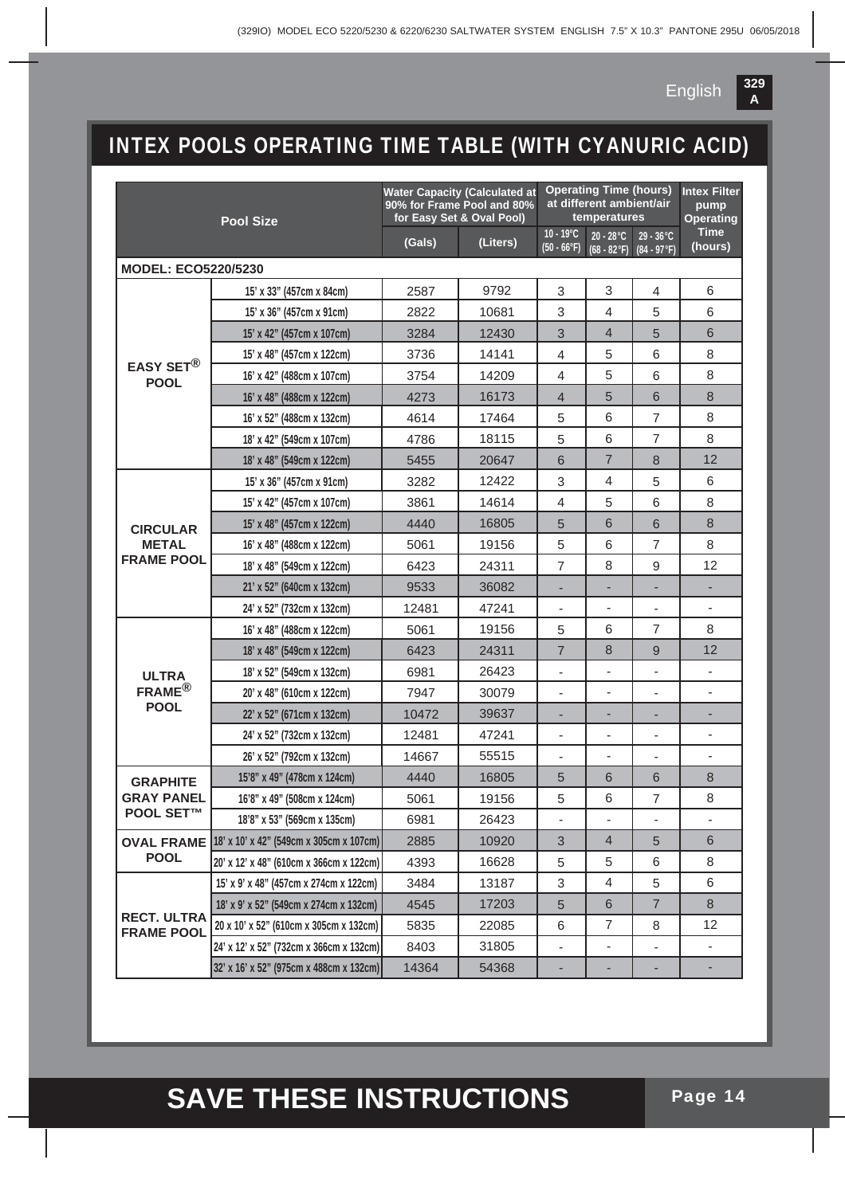# INTEX POOLS OPERATING TIME TABLE (WITH CYANURIC ACID)

| Pool Size | | Water Capacity (Calculated at 90% for Frame Pool and 80% for Easy Set & Oval Pool) | | Operating Time (hours) at different ambient/air temperatures | | | Intex Filter pump Operating Time (hours) |
|---|---|---|---|---|---|---|---|
| | | (Gals) | (Liters) | 10 - 19°C (50 - 66°F) | 20 - 28°C (68 - 82°F) | 29 - 36°C (84 - 97°F) | |
| **MODEL: ECO5220/5230** | | | | | | | |
| EASY SET® POOL | 15' x 33" (457cm x 84cm) | 2587 | 9792 | 3 | 3 | 4 | 6 |
| | 15' x 36" (457cm x 91cm) | 2822 | 10681 | 3 | 4 | 5 | 6 |
| | 15' x 42" (457cm x 107cm) | 3284 | 12430 | 3 | 4 | 5 | 6 |
| | 15' x 48" (457cm x 122cm) | 3736 | 14141 | 4 | 5 | 6 | 8 |
| | 16' x 42" (488cm x 107cm) | 3754 | 14209 | 4 | 5 | 6 | 8 |
| | 16' x 48" (488cm x 122cm) | 4273 | 16173 | 4 | 5 | 6 | 8 |
| | 16' x 52" (488cm x 132cm) | 4614 | 17464 | 5 | 6 | 7 | 8 |
| | 18' x 42" (549cm x 107cm) | 4786 | 18115 | 5 | 6 | 7 | 8 |
| | 18' x 48" (549cm x 122cm) | 5455 | 20647 | 6 | 7 | 8 | 12 |
| CIRCULAR METAL FRAME POOL | 15' x 36" (457cm x 91cm) | 3282 | 12422 | 3 | 4 | 5 | 6 |
| | 15' x 42" (457cm x 107cm) | 3861 | 14614 | 4 | 5 | 6 | 8 |
| | 15' x 48" (457cm x 122cm) | 4440 | 16805 | 5 | 6 | 6 | 8 |
| | 16' x 48" (488cm x 122cm) | 5061 | 19156 | 5 | 6 | 7 | 8 |
| | 18' x 48" (549cm x 122cm) | 6423 | 24311 | 7 | 8 | 9 | 12 |
| | 21' x 52" (640cm x 132cm) | 9533 | 36082 | - | - | - | - |
| | 24' x 52" (732cm x 132cm) | 12481 | 47241 | - | - | - | - |
| ULTRA FRAME® POOL | 16' x 48" (488cm x 122cm) | 5061 | 19156 | 5 | 6 | 7 | 8 |
| | 18' x 48" (549cm x 122cm) | 6423 | 24311 | 7 | 8 | 9 | 12 |
| | 18' x 52" (549cm x 132cm) | 6981 | 26423 | - | - | - | - |
| | 20' x 48" (610cm x 122cm) | 7947 | 30079 | - | - | - | - |
| | 22' x 52" (671cm x 132cm) | 10472 | 39637 | - | - | - | - |
| | 24' x 52" (732cm x 132cm) | 12481 | 47241 | - | - | - | - |
| | 26' x 52" (792cm x 132cm) | 14667 | 55515 | - | - | - | - |
| GRAPHITE GRAY PANEL POOL SET™ | 15'8" x 49" (478cm x 124cm) | 4440 | 16805 | 5 | 6 | 6 | 8 |
| | 16'8" x 49" (508cm x 124cm) | 5061 | 19156 | 5 | 6 | 7 | 8 |
| | 18'8" x 53" (569cm x 135cm) | 6981 | 26423 | - | - | - | - |
| OVAL FRAME POOL | 18' x 10' x 42" (549cm x 305cm x 107cm) | 2885 | 10920 | 3 | 4 | 5 | 6 |
| | 20' x 12' x 48" (610cm x 366cm x 122cm) | 4393 | 16628 | 5 | 5 | 6 | 8 |
| RECT. ULTRA FRAME POOL | 15' x 9' x 48" (457cm x 274cm x 122cm) | 3484 | 13187 | 3 | 4 | 5 | 6 |
| | 18' x 9' x 52" (549cm x 274cm x 132cm) | 4545 | 17203 | 5 | 6 | 7 | 8 |
| | 20 x 10' x 52" (610cm x 305cm x 132cm) | 5835 | 22085 | 6 | 7 | 8 | 12 |
| | 24' x 12' x 52" (732cm x 366cm x 132cm) | 8403 | 31805 | - | - | - | - |
| | 32' x 16' x 52" (975cm x 488cm x 132cm) | 14364 | 54368 | - | - | - | - |

**SAVE THESE INSTRUCTIONS**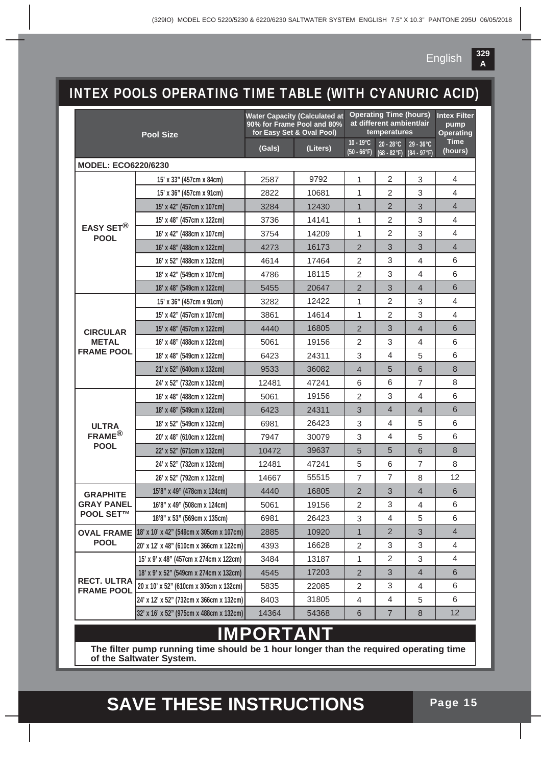# INTEX POOLS OPERATING TIME TABLE (WITH CYANURIC ACID)

| Pool Size | | Water Capacity (Calculated at 90% for Frame Pool and 80% for Easy Set & Oval Pool) | | Operating Time (hours) at different ambient/air temperatures | | | Intex Filter pump Operating Time (hours) |
|---|---|---|---|---|---|---|---|
| | | (Gals) | (Liters) | 10 - 19°C (50 - 66°F) | 20 - 28°C (68 - 82°F) | 29 - 36°C (84 - 97°F) | |
| **MODEL: ECO6220/6230** | | | | | | | |
| **EASY SET® POOL** | 15' x 33" (457cm x 84cm) | 2587 | 9792 | 1 | 2 | 3 | 4 |
| | 15' x 36" (457cm x 91cm) | 2822 | 10681 | 1 | 2 | 3 | 4 |
| | 15' x 42" (457cm x 107cm) | 3284 | 12430 | 1 | 2 | 3 | 4 |
| | 15' x 48" (457cm x 122cm) | 3736 | 14141 | 1 | 2 | 3 | 4 |
| | 16' x 42" (488cm x 107cm) | 3754 | 14209 | 1 | 2 | 3 | 4 |
| | 16' x 48" (488cm x 122cm) | 4273 | 16173 | 2 | 3 | 3 | 4 |
| | 16' x 52" (488cm x 132cm) | 4614 | 17464 | 2 | 3 | 4 | 6 |
| | 18' x 42" (549cm x 107cm) | 4786 | 18115 | 2 | 3 | 4 | 6 |
| | 18' x 48" (549cm x 122cm) | 5455 | 20647 | 2 | 3 | 4 | 6 |
| **CIRCULAR METAL FRAME POOL** | 15' x 36" (457cm x 91cm) | 3282 | 12422 | 1 | 2 | 3 | 4 |
| | 15' x 42" (457cm x 107cm) | 3861 | 14614 | 1 | 2 | 3 | 4 |
| | 15' x 48" (457cm x 122cm) | 4440 | 16805 | 2 | 3 | 4 | 6 |
| | 16' x 48" (488cm x 122cm) | 5061 | 19156 | 2 | 3 | 4 | 6 |
| | 18' x 48" (549cm x 122cm) | 6423 | 24311 | 3 | 4 | 5 | 6 |
| | 21' x 52" (640cm x 132cm) | 9533 | 36082 | 4 | 5 | 6 | 8 |
| | 24' x 52" (732cm x 132cm) | 12481 | 47241 | 6 | 6 | 7 | 8 |
| **ULTRA FRAME® POOL** | 16' x 48" (488cm x 122cm) | 5061 | 19156 | 2 | 3 | 4 | 6 |
| | 18' x 48" (549cm x 122cm) | 6423 | 24311 | 3 | 4 | 4 | 6 |
| | 18' x 52" (549cm x 132cm) | 6981 | 26423 | 3 | 4 | 5 | 6 |
| | 20' x 48" (610cm x 122cm) | 7947 | 30079 | 3 | 4 | 5 | 6 |
| | 22' x 52" (671cm x 132cm) | 10472 | 39637 | 5 | 5 | 6 | 8 |
| | 24' x 52" (732cm x 132cm) | 12481 | 47241 | 5 | 6 | 7 | 8 |
| | 26' x 52" (792cm x 132cm) | 14667 | 55515 | 7 | 7 | 8 | 12 |
| **GRAPHITE GRAY PANEL POOL SET™** | 15'8" x 49" (478cm x 124cm) | 4440 | 16805 | 2 | 3 | 4 | 6 |
| | 16'8" x 49" (508cm x 124cm) | 5061 | 19156 | 2 | 3 | 4 | 6 |
| | 18'8" x 53" (569cm x 135cm) | 6981 | 26423 | 3 | 4 | 5 | 6 |
| **OVAL FRAME POOL** | 18' x 10' x 42" (549cm x 305cm x 107cm) | 2885 | 10920 | 1 | 2 | 3 | 4 |
| | 20' x 12' x 48" (610cm x 366cm x 122cm) | 4393 | 16628 | 2 | 3 | 3 | 4 |
| **RECT. ULTRA FRAME POOL** | 15' x 9' x 48" (457cm x 274cm x 122cm) | 3484 | 13187 | 1 | 2 | 3 | 4 |
| | 18' x 9' x 52" (549cm x 274cm x 132cm) | 4545 | 17203 | 2 | 3 | 4 | 6 |
| | 20 x 10' x 52" (610cm x 305cm x 132cm) | 5835 | 22085 | 2 | 3 | 4 | 6 |
| | 24' x 12' x 52" (732cm x 366cm x 132cm) | 8403 | 31805 | 4 | 4 | 5 | 6 |
| | 32' x 16' x 52" (975cm x 488cm x 132cm) | 14364 | 54368 | 6 | 7 | 8 | 12 |

## IMPORTANT

**The filter pump running time should be 1 hour longer than the required operating time of the Saltwater System.**

# SAVE THESE INSTRUCTIONS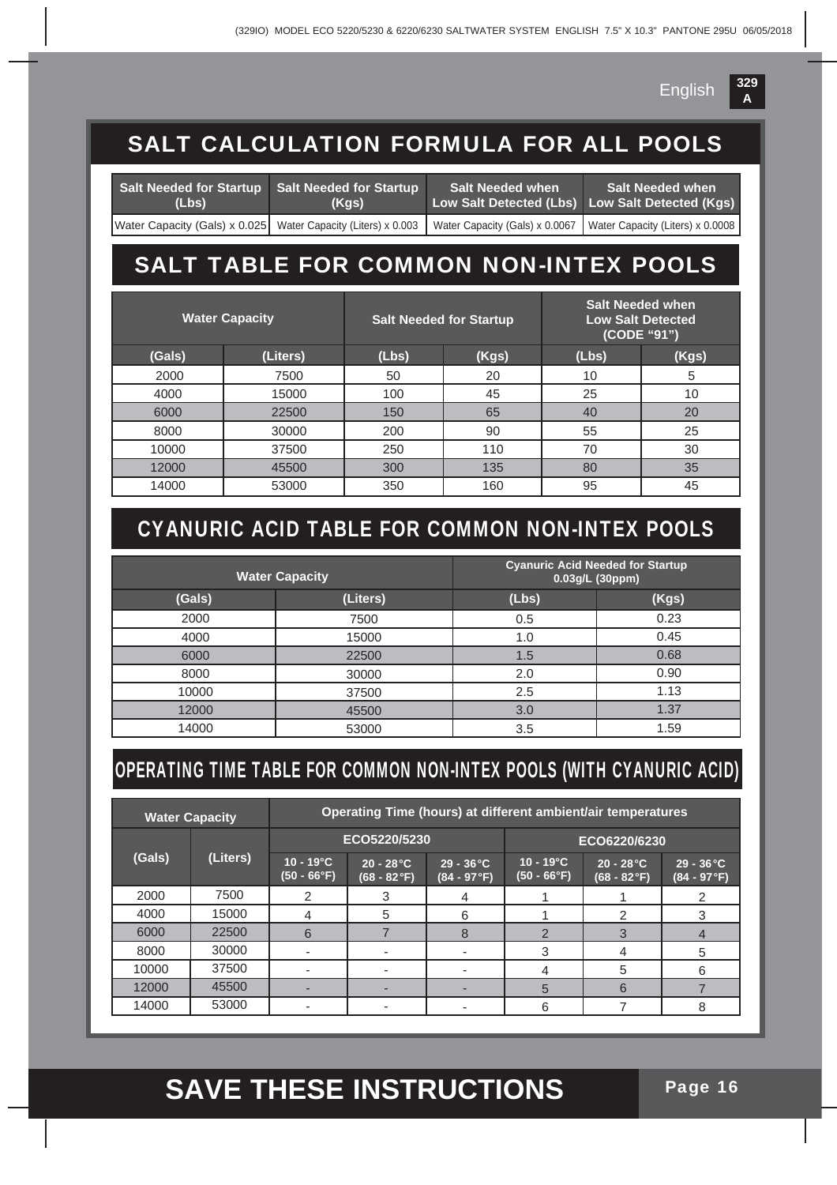## SALT CALCULATION FORMULA FOR ALL POOLS

| Salt Needed for Startup (Lbs) | Salt Needed for Startup (Kgs) | Salt Needed when Low Salt Detected (Lbs) | Salt Needed when Low Salt Detected (Kgs) |
|---|---|---|---|
| Water Capacity (Gals) x 0.025 | Water Capacity (Liters) x 0.003 | Water Capacity (Gals) x 0.0067 | Water Capacity (Liters) x 0.0008 |

## SALT TABLE FOR COMMON NON-INTEX POOLS

| Water Capacity | | Salt Needed for Startup | | Salt Needed when Low Salt Detected (CODE "91") | |
|---|---|---|---|---|---|
| (Gals) | (Liters) | (Lbs) | (Kgs) | (Lbs) | (Kgs) |
| 2000 | 7500 | 50 | 20 | 10 | 5 |
| 4000 | 15000 | 100 | 45 | 25 | 10 |
| 6000 | 22500 | 150 | 65 | 40 | 20 |
| 8000 | 30000 | 200 | 90 | 55 | 25 |
| 10000 | 37500 | 250 | 110 | 70 | 30 |
| 12000 | 45500 | 300 | 135 | 80 | 35 |
| 14000 | 53000 | 350 | 160 | 95 | 45 |

## CYANURIC ACID TABLE FOR COMMON NON-INTEX POOLS

| Water Capacity | | Cyanuric Acid Needed for Startup 0.03g/L (30ppm) | |
|---|---|---|---|
| (Gals) | (Liters) | (Lbs) | (Kgs) |
| 2000 | 7500 | 0.5 | 0.23 |
| 4000 | 15000 | 1.0 | 0.45 |
| 6000 | 22500 | 1.5 | 0.68 |
| 8000 | 30000 | 2.0 | 0.90 |
| 10000 | 37500 | 2.5 | 1.13 |
| 12000 | 45500 | 3.0 | 1.37 |
| 14000 | 53000 | 3.5 | 1.59 |

## OPERATING TIME TABLE FOR COMMON NON-INTEX POOLS (WITH CYANURIC ACID)

| Water Capacity | | Operating Time (hours) at different ambient/air temperatures | | | | | |
|---|---|---|---|---|---|---|---|
| | | ECO5220/5230 | | | ECO6220/6230 | | |
| (Gals) | (Liters) | 10 - 19°C (50 - 66°F) | 20 - 28°C (68 - 82°F) | 29 - 36°C (84 - 97°F) | 10 - 19°C (50 - 66°F) | 20 - 28°C (68 - 82°F) | 29 - 36°C (84 - 97°F) |
| 2000 | 7500 | 2 | 3 | 4 | 1 | 1 | 2 |
| 4000 | 15000 | 4 | 5 | 6 | 1 | 2 | 3 |
| 6000 | 22500 | 6 | 7 | 8 | 2 | 3 | 4 |
| 8000 | 30000 | - | - | - | 3 | 4 | 5 |
| 10000 | 37500 | - | - | - | 4 | 5 | 6 |
| 12000 | 45500 | - | - | - | 5 | 6 | 7 |
| 14000 | 53000 | - | - | - | 6 | 7 | 8 |

**SAVE THESE INSTRUCTIONS**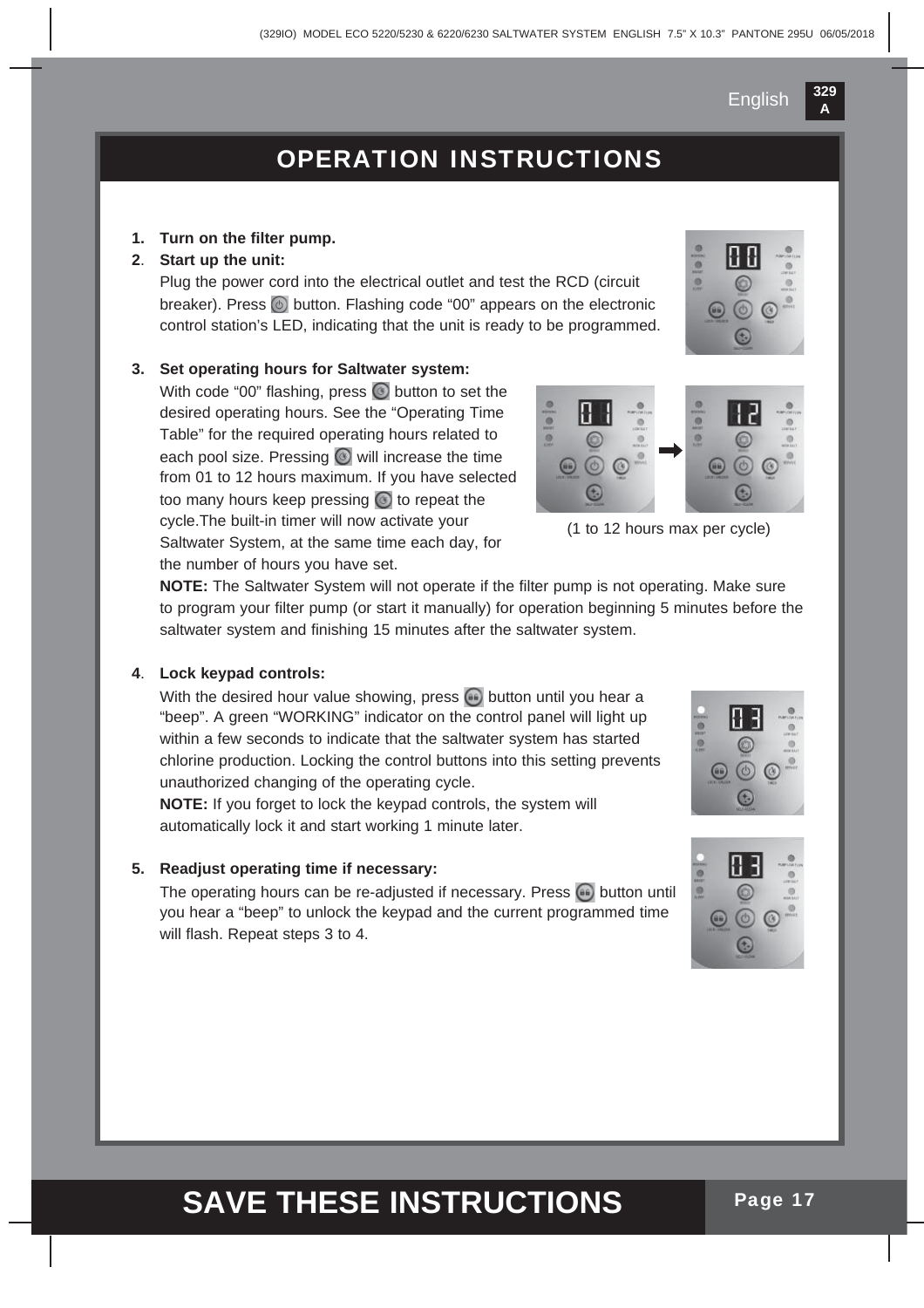# OPERATION INSTRUCTIONS

1. **Turn on the filter pump.**
2. **Start up the unit:**

   Plug the power cord into the electrical outlet and test the RCD (circuit breaker). Press button. Flashing code "00" appears on the electronic control station's LED, indicating that the unit is ready to be programmed.

3. **Set operating hours for Saltwater system:**

   With code "00" flashing, press button to set the desired operating hours. See the "Operating Time Table" for the required operating hours related to each pool size. Pressing will increase the time from 01 to 12 hours maximum. If you have selected too many hours keep pressing to repeat the cycle.The built-in timer will now activate your Saltwater System, at the same time each day, for the number of hours you have set.

   (1 to 12 hours max per cycle)

   **NOTE:** The Saltwater System will not operate if the filter pump is not operating. Make sure to program your filter pump (or start it manually) for operation beginning 5 minutes before the saltwater system and finishing 15 minutes after the saltwater system.

4. **Lock keypad controls:**

   With the desired hour value showing, press button until you hear a "beep". A green "WORKING" indicator on the control panel will light up within a few seconds to indicate that the saltwater system has started chlorine production. Locking the control buttons into this setting prevents unauthorized changing of the operating cycle.

   **NOTE:** If you forget to lock the keypad controls, the system will automatically lock it and start working 1 minute later.

5. **Readjust operating time if necessary:**

   The operating hours can be re-adjusted if necessary. Press button until you hear a "beep" to unlock the keypad and the current programmed time will flash. Repeat steps 3 to 4.

**SAVE THESE INSTRUCTIONS**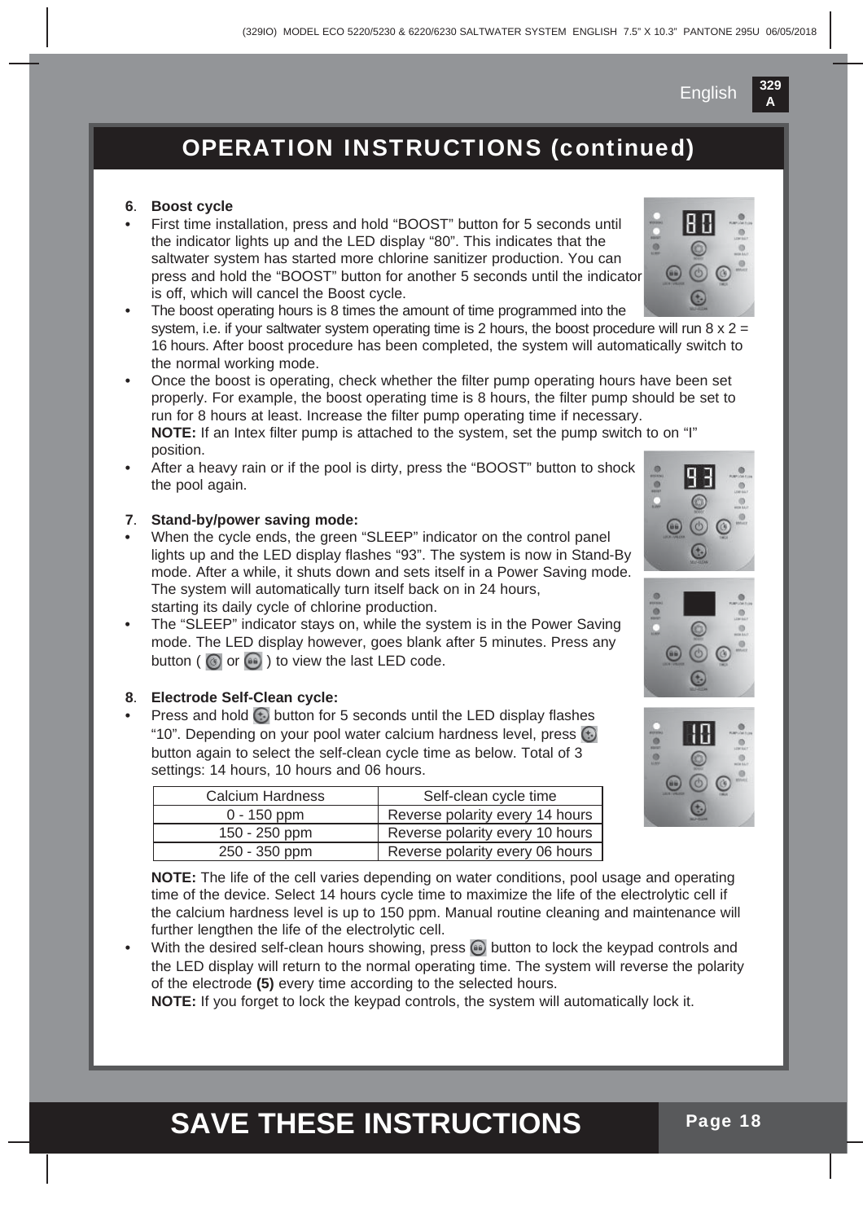# OPERATION INSTRUCTIONS (continued)

**6**. **Boost cycle**

- First time installation, press and hold "BOOST" button for 5 seconds until the indicator lights up and the LED display "80". This indicates that the saltwater system has started more chlorine sanitizer production. You can press and hold the "BOOST" button for another 5 seconds until the indicator is off, which will cancel the Boost cycle.
- The boost operating hours is 8 times the amount of time programmed into the system, i.e. if your saltwater system operating time is 2 hours, the boost procedure will run 8 x 2 = 16 hours. After boost procedure has been completed, the system will automatically switch to the normal working mode.
- Once the boost is operating, check whether the filter pump operating hours have been set properly. For example, the boost operating time is 8 hours, the filter pump should be set to run for 8 hours at least. Increase the filter pump operating time if necessary.
  **NOTE:** If an Intex filter pump is attached to the system, set the pump switch to on "I" position.
- After a heavy rain or if the pool is dirty, press the "BOOST" button to shock the pool again.

**7**. **Stand-by/power saving mode:**

- When the cycle ends, the green "SLEEP" indicator on the control panel lights up and the LED display flashes "93". The system is now in Stand-By mode. After a while, it shuts down and sets itself in a Power Saving mode. The system will automatically turn itself back on in 24 hours, starting its daily cycle of chlorine production.
- The "SLEEP" indicator stays on, while the system is in the Power Saving mode. The LED display however, goes blank after 5 minutes. Press any button ( or ) to view the last LED code.

**8**. **Electrode Self-Clean cycle:**

- Press and hold button for 5 seconds until the LED display flashes "10". Depending on your pool water calcium hardness level, press button again to select the self-clean cycle time as below. Total of 3 settings: 14 hours, 10 hours and 06 hours.

| Calcium Hardness | Self-clean cycle time |
|---|---|
| 0 - 150 ppm | Reverse polarity every 14 hours |
| 150 - 250 ppm | Reverse polarity every 10 hours |
| 250 - 350 ppm | Reverse polarity every 06 hours |

**NOTE:** The life of the cell varies depending on water conditions, pool usage and operating time of the device. Select 14 hours cycle time to maximize the life of the electrolytic cell if the calcium hardness level is up to 150 ppm. Manual routine cleaning and maintenance will further lengthen the life of the electrolytic cell.

- With the desired self-clean hours showing, press button to lock the keypad controls and the LED display will return to the normal operating time. The system will reverse the polarity of the electrode **(5)** every time according to the selected hours.
  **NOTE:** If you forget to lock the keypad controls, the system will automatically lock it.

# SAVE THESE INSTRUCTIONS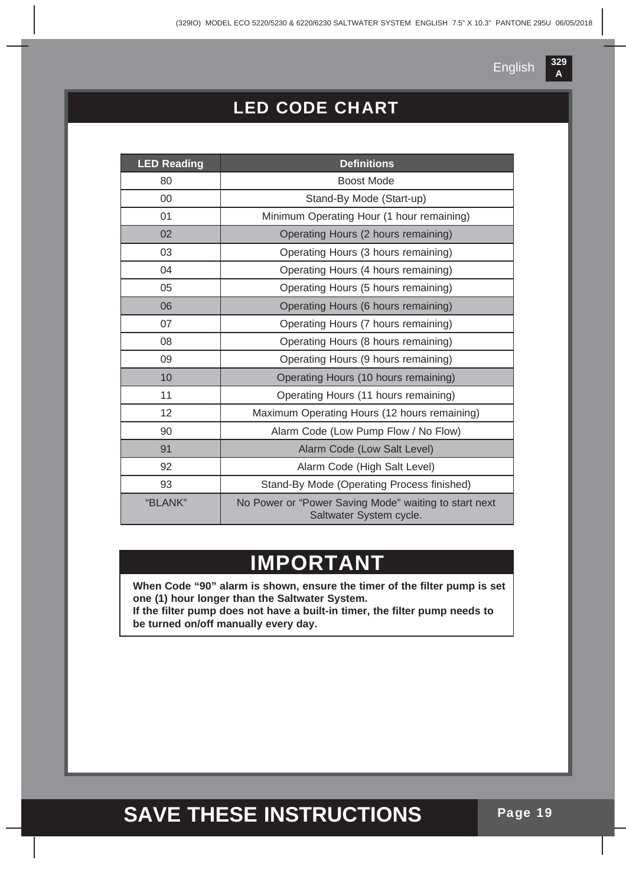## LED CODE CHART

| LED Reading | Definitions |
|---|---|
| 80 | Boost Mode |
| 00 | Stand-By Mode (Start-up) |
| 01 | Minimum Operating Hour (1 hour remaining) |
| 02 | Operating Hours (2 hours remaining) |
| 03 | Operating Hours (3 hours remaining) |
| 04 | Operating Hours (4 hours remaining) |
| 05 | Operating Hours (5 hours remaining) |
| 06 | Operating Hours (6 hours remaining) |
| 07 | Operating Hours (7 hours remaining) |
| 08 | Operating Hours (8 hours remaining) |
| 09 | Operating Hours (9 hours remaining) |
| 10 | Operating Hours (10 hours remaining) |
| 11 | Operating Hours (11 hours remaining) |
| 12 | Maximum Operating Hours (12 hours remaining) |
| 90 | Alarm Code (Low Pump Flow / No Flow) |
| 91 | Alarm Code (Low Salt Level) |
| 92 | Alarm Code (High Salt Level) |
| 93 | Stand-By Mode (Operating Process finished) |
| "BLANK" | No Power or "Power Saving Mode" waiting to start next Saltwater System cycle. |

## IMPORTANT

**When Code "90" alarm is shown, ensure the timer of the filter pump is set one (1) hour longer than the Saltwater System.**
**If the filter pump does not have a built-in timer, the filter pump needs to be turned on/off manually every day.**

## SAVE THESE INSTRUCTIONS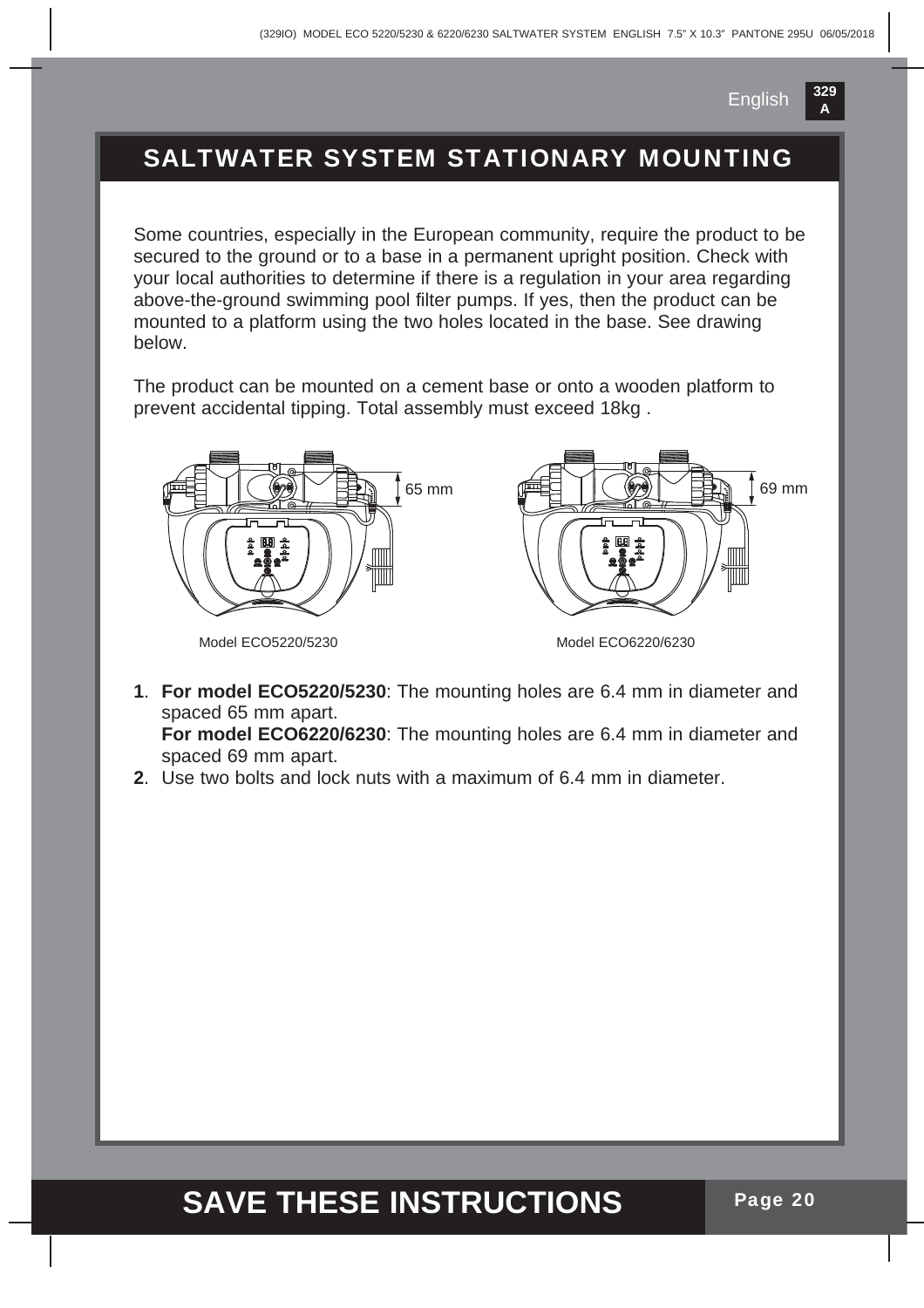# SALTWATER SYSTEM STATIONARY MOUNTING

Some countries, especially in the European community, require the product to be secured to the ground or to a base in a permanent upright position. Check with your local authorities to determine if there is a regulation in your area regarding above-the-ground swimming pool filter pumps. If yes, then the product can be mounted to a platform using the two holes located in the base. See drawing below.

The product can be mounted on a cement base or onto a wooden platform to prevent accidental tipping. Total assembly must exceed 18kg .

65 mm

Model ECO5220/5230

69 mm

Model ECO6220/6230

1. **For model ECO5220/5230**: The mounting holes are 6.4 mm in diameter and spaced 65 mm apart.
   **For model ECO6220/6230**: The mounting holes are 6.4 mm in diameter and spaced 69 mm apart.
2. Use two bolts and lock nuts with a maximum of 6.4 mm in diameter.

**SAVE THESE INSTRUCTIONS**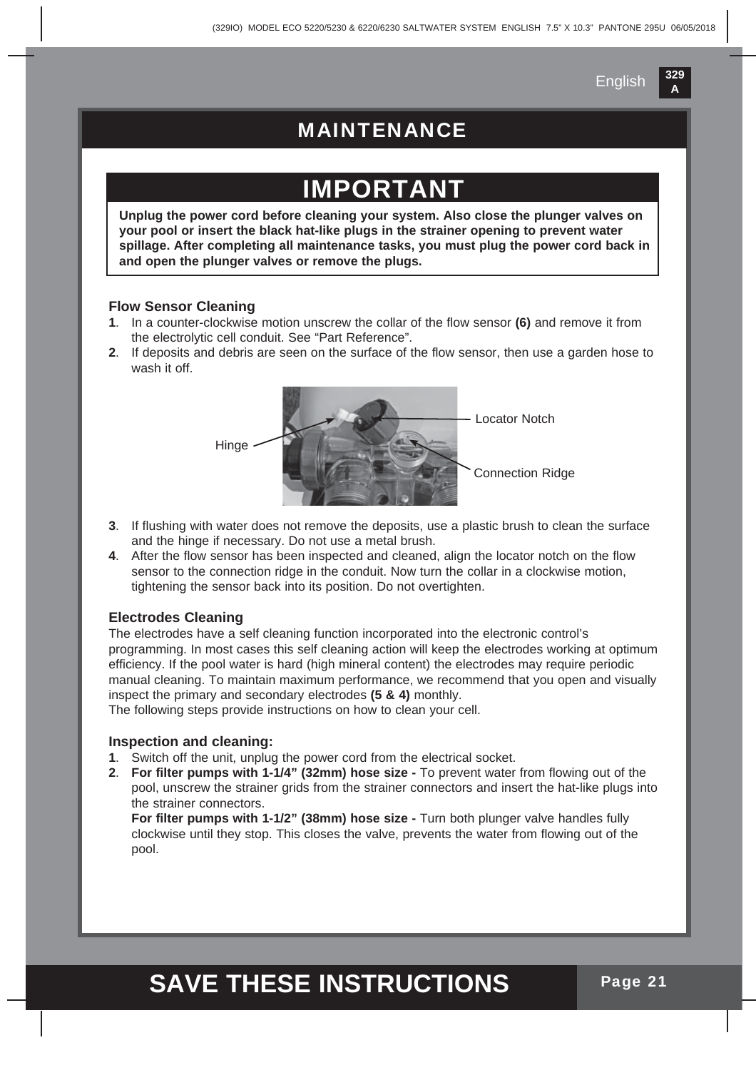# MAINTENANCE

## IMPORTANT

**Unplug the power cord before cleaning your system. Also close the plunger valves on your pool or insert the black hat-like plugs in the strainer opening to prevent water spillage. After completing all maintenance tasks, you must plug the power cord back in and open the plunger valves or remove the plugs.**

### Flow Sensor Cleaning

**1**. In a counter-clockwise motion unscrew the collar of the flow sensor **(6)** and remove it from the electrolytic cell conduit. See "Part Reference".

**2**. If deposits and debris are seen on the surface of the flow sensor, then use a garden hose to wash it off.

Hinge — Locator Notch — Connection Ridge

**3**. If flushing with water does not remove the deposits, use a plastic brush to clean the surface and the hinge if necessary. Do not use a metal brush.

**4**. After the flow sensor has been inspected and cleaned, align the locator notch on the flow sensor to the connection ridge in the conduit. Now turn the collar in a clockwise motion, tightening the sensor back into its position. Do not overtighten.

### Electrodes Cleaning

The electrodes have a self cleaning function incorporated into the electronic control's programming. In most cases this self cleaning action will keep the electrodes working at optimum efficiency. If the pool water is hard (high mineral content) the electrodes may require periodic manual cleaning. To maintain maximum performance, we recommend that you open and visually inspect the primary and secondary electrodes **(5 & 4)** monthly.

The following steps provide instructions on how to clean your cell.

### Inspection and cleaning:

**1**. Switch off the unit, unplug the power cord from the electrical socket.

**2**. **For filter pumps with 1-1/4" (32mm) hose size -** To prevent water from flowing out of the pool, unscrew the strainer grids from the strainer connectors and insert the hat-like plugs into the strainer connectors.

**For filter pumps with 1-1/2" (38mm) hose size -** Turn both plunger valve handles fully clockwise until they stop. This closes the valve, prevents the water from flowing out of the pool.

**SAVE THESE INSTRUCTIONS**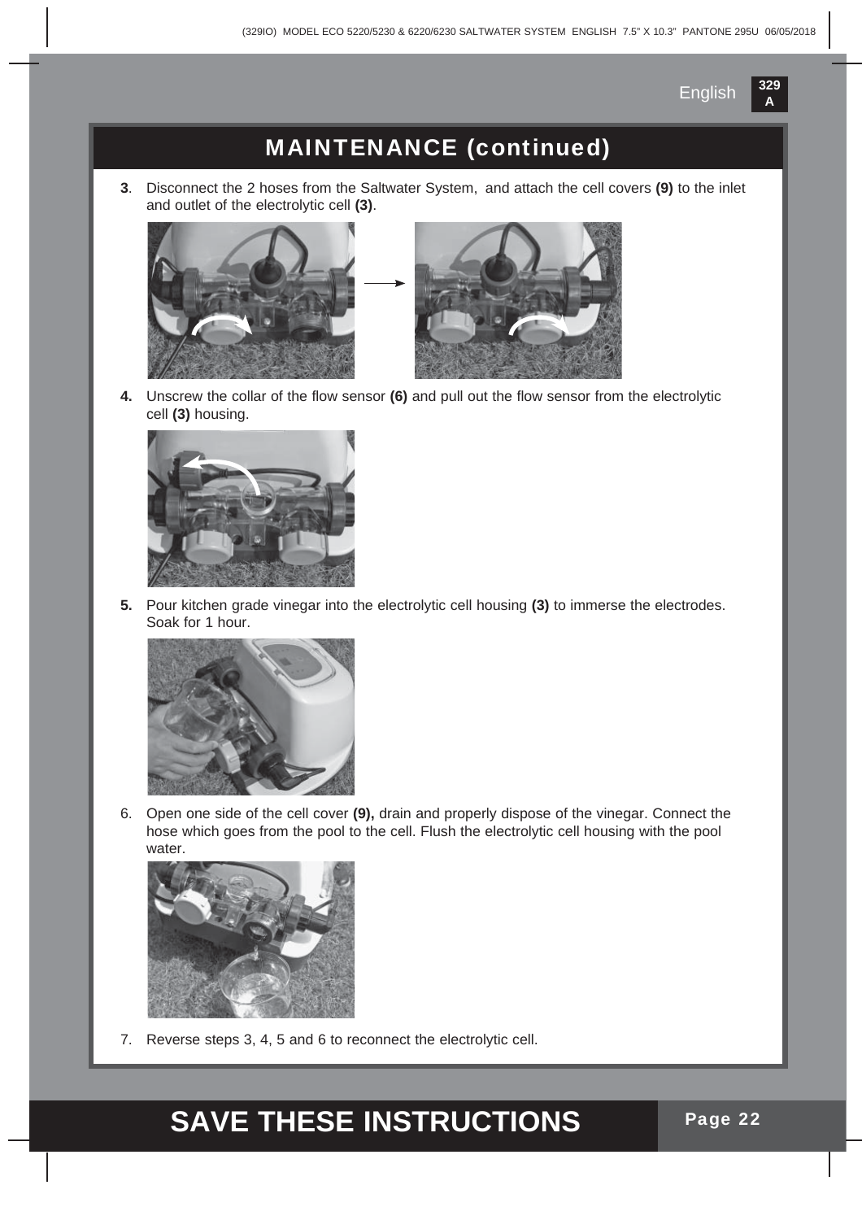## MAINTENANCE (continued)

**3**. Disconnect the 2 hoses from the Saltwater System, and attach the cell covers **(9)** to the inlet and outlet of the electrolytic cell **(3)**.

**4.** Unscrew the collar of the flow sensor **(6)** and pull out the flow sensor from the electrolytic cell **(3)** housing.

**5.** Pour kitchen grade vinegar into the electrolytic cell housing **(3)** to immerse the electrodes. Soak for 1 hour.

6. Open one side of the cell cover **(9),** drain and properly dispose of the vinegar. Connect the hose which goes from the pool to the cell. Flush the electrolytic cell housing with the pool water.

7. Reverse steps 3, 4, 5 and 6 to reconnect the electrolytic cell.

**SAVE THESE INSTRUCTIONS**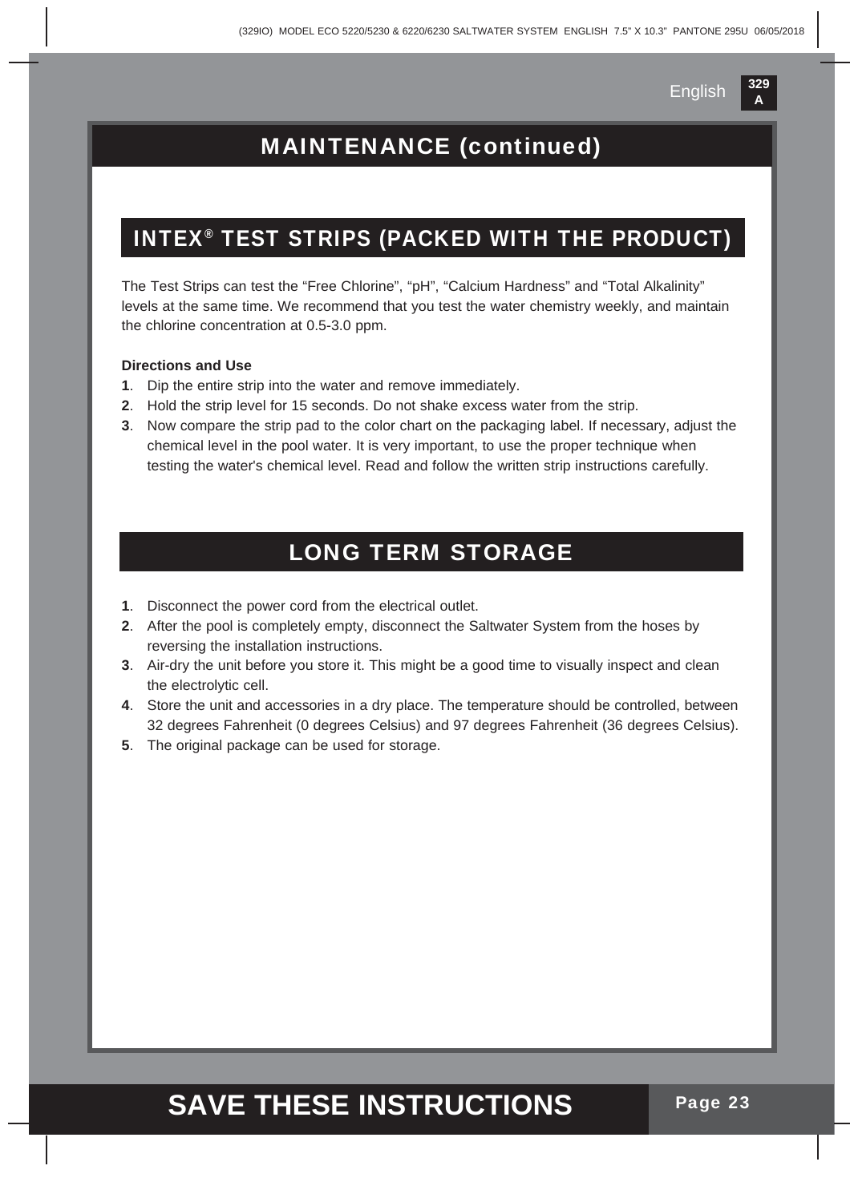# MAINTENANCE (continued)

## INTEX® TEST STRIPS (PACKED WITH THE PRODUCT)

The Test Strips can test the “Free Chlorine”, “pH”, “Calcium Hardness” and “Total Alkalinity” levels at the same time. We recommend that you test the water chemistry weekly, and maintain the chlorine concentration at 0.5-3.0 ppm.

**Directions and Use**

**1**. Dip the entire strip into the water and remove immediately.

**2**. Hold the strip level for 15 seconds. Do not shake excess water from the strip.

**3**. Now compare the strip pad to the color chart on the packaging label. If necessary, adjust the chemical level in the pool water. It is very important, to use the proper technique when testing the water's chemical level. Read and follow the written strip instructions carefully.

## LONG TERM STORAGE

**1**. Disconnect the power cord from the electrical outlet.

**2**. After the pool is completely empty, disconnect the Saltwater System from the hoses by reversing the installation instructions.

**3**. Air-dry the unit before you store it. This might be a good time to visually inspect and clean the electrolytic cell.

**4**. Store the unit and accessories in a dry place. The temperature should be controlled, between 32 degrees Fahrenheit (0 degrees Celsius) and 97 degrees Fahrenheit (36 degrees Celsius).

**5**. The original package can be used for storage.

**SAVE THESE INSTRUCTIONS**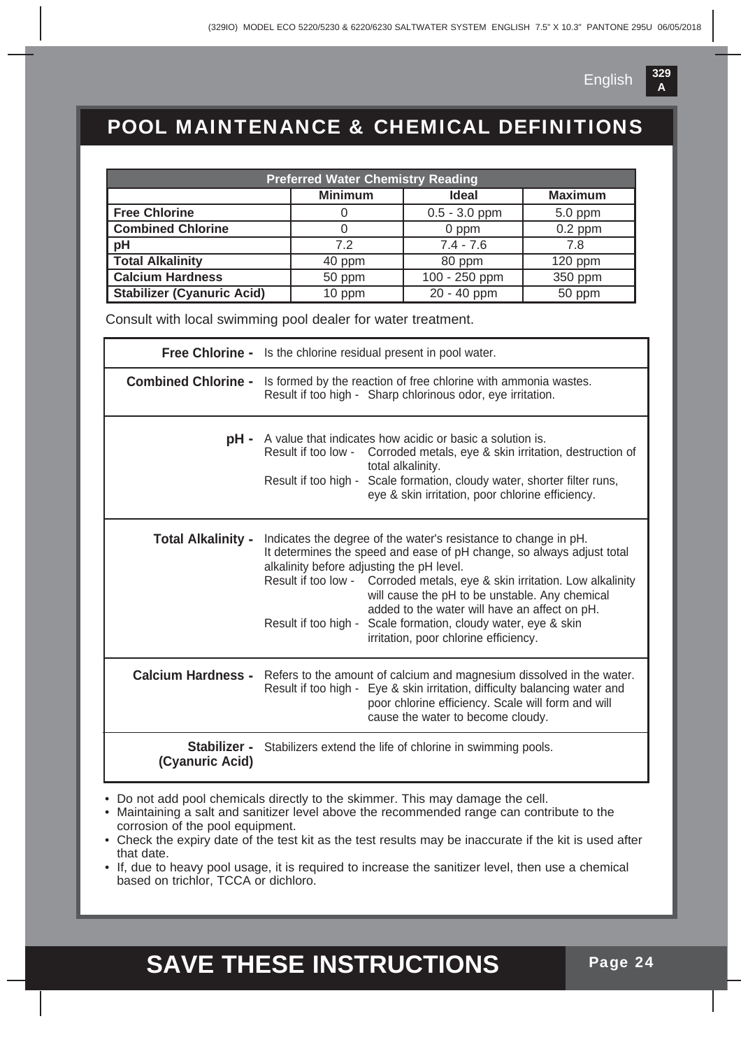# POOL MAINTENANCE & CHEMICAL DEFINITIONS

| Preferred Water Chemistry Reading | | | |
|---|---|---|---|
| | **Minimum** | **Ideal** | **Maximum** |
| **Free Chlorine** | 0 | 0.5 - 3.0 ppm | 5.0 ppm |
| **Combined Chlorine** | 0 | 0 ppm | 0.2 ppm |
| **pH** | 7.2 | 7.4 - 7.6 | 7.8 |
| **Total Alkalinity** | 40 ppm | 80 ppm | 120 ppm |
| **Calcium Hardness** | 50 ppm | 100 - 250 ppm | 350 ppm |
| **Stabilizer (Cyanuric Acid)** | 10 ppm | 20 - 40 ppm | 50 ppm |

Consult with local swimming pool dealer for water treatment.

| | |
|---|---|
| **Free Chlorine -** | Is the chlorine residual present in pool water. |
| **Combined Chlorine -** | Is formed by the reaction of free chlorine with ammonia wastes.<br>Result if too high - Sharp chlorinous odor, eye irritation. |
| **pH -** | A value that indicates how acidic or basic a solution is.<br>Result if too low - Corroded metals, eye & skin irritation, destruction of total alkalinity.<br>Result if too high - Scale formation, cloudy water, shorter filter runs, eye & skin irritation, poor chlorine efficiency. |
| **Total Alkalinity -** | Indicates the degree of the water's resistance to change in pH. It determines the speed and ease of pH change, so always adjust total alkalinity before adjusting the pH level.<br>Result if too low - Corroded metals, eye & skin irritation. Low alkalinity will cause the pH to be unstable. Any chemical added to the water will have an affect on pH.<br>Result if too high - Scale formation, cloudy water, eye & skin irritation, poor chlorine efficiency. |
| **Calcium Hardness -** | Refers to the amount of calcium and magnesium dissolved in the water.<br>Result if too high - Eye & skin irritation, difficulty balancing water and poor chlorine efficiency. Scale will form and will cause the water to become cloudy. |
| **Stabilizer - (Cyanuric Acid)** | Stabilizers extend the life of chlorine in swimming pools. |

- Do not add pool chemicals directly to the skimmer. This may damage the cell.
- Maintaining a salt and sanitizer level above the recommended range can contribute to the corrosion of the pool equipment.
- Check the expiry date of the test kit as the test results may be inaccurate if the kit is used after that date.
- If, due to heavy pool usage, it is required to increase the sanitizer level, then use a chemical based on trichlor, TCCA or dichloro.

**SAVE THESE INSTRUCTIONS**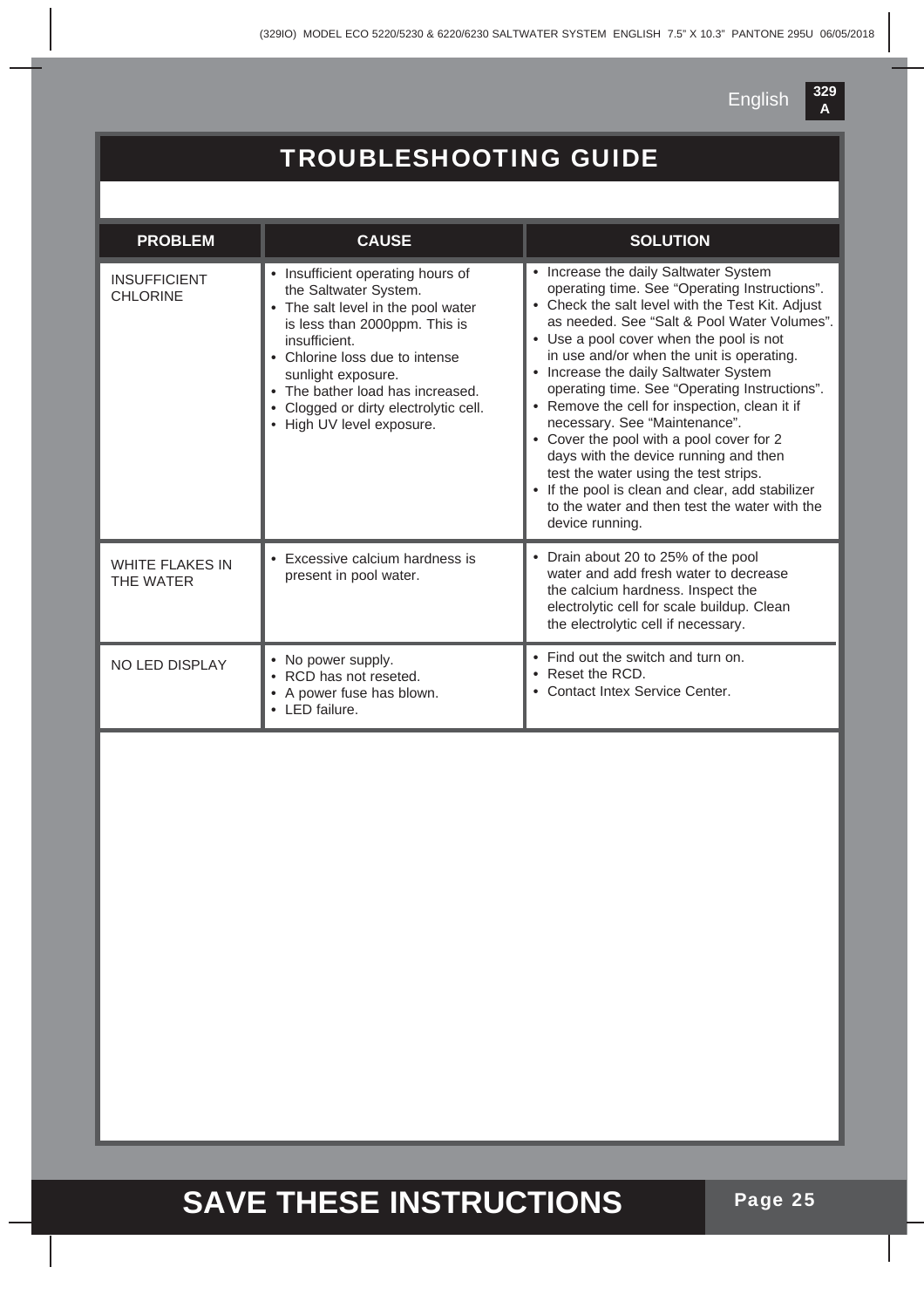# TROUBLESHOOTING GUIDE

| PROBLEM | CAUSE | SOLUTION |
|---|---|---|
| INSUFFICIENT CHLORINE | • Insufficient operating hours of the Saltwater System.<br>• The salt level in the pool water is less than 2000ppm. This is insufficient.<br>• Chlorine loss due to intense sunlight exposure.<br>• The bather load has increased.<br>• Clogged or dirty electrolytic cell.<br>• High UV level exposure. | • Increase the daily Saltwater System operating time. See "Operating Instructions".<br>• Check the salt level with the Test Kit. Adjust as needed. See "Salt & Pool Water Volumes".<br>• Use a pool cover when the pool is not in use and/or when the unit is operating.<br>• Increase the daily Saltwater System operating time. See "Operating Instructions".<br>• Remove the cell for inspection, clean it if necessary. See "Maintenance".<br>• Cover the pool with a pool cover for 2 days with the device running and then test the water using the test strips.<br>• If the pool is clean and clear, add stabilizer to the water and then test the water with the device running. |
| WHITE FLAKES IN THE WATER | • Excessive calcium hardness is present in pool water. | • Drain about 20 to 25% of the pool water and add fresh water to decrease the calcium hardness. Inspect the electrolytic cell for scale buildup. Clean the electrolytic cell if necessary. |
| NO LED DISPLAY | • No power supply.<br>• RCD has not reseted.<br>• A power fuse has blown.<br>• LED failure. | • Find out the switch and turn on.<br>• Reset the RCD.<br>• Contact Intex Service Center. |

**SAVE THESE INSTRUCTIONS**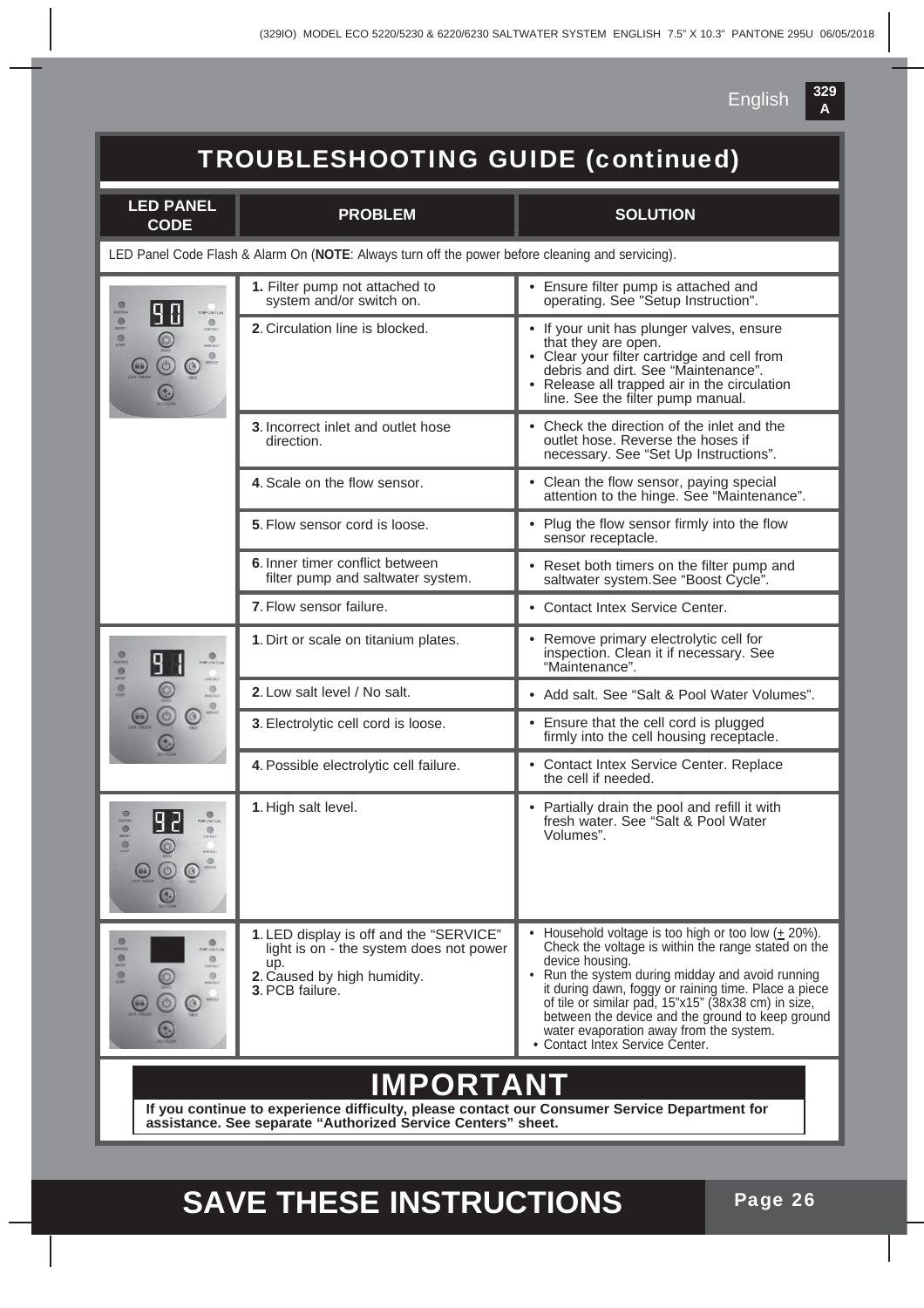# TROUBLESHOOTING GUIDE (continued)

| LED PANEL CODE | PROBLEM | SOLUTION |
|---|---|---|
| LED Panel Code Flash & Alarm On (**NOTE**: Always turn off the power before cleaning and servicing). | | |
| 90 | **1.** Filter pump not attached to system and/or switch on. | • Ensure filter pump is attached and operating. See "Setup Instruction". |
| | **2**. Circulation line is blocked. | • If your unit has plunger valves, ensure that they are open.<br>• Clear your filter cartridge and cell from debris and dirt. See "Maintenance".<br>• Release all trapped air in the circulation line. See the filter pump manual. |
| | **3**. Incorrect inlet and outlet hose direction. | • Check the direction of the inlet and the outlet hose. Reverse the hoses if necessary. See "Set Up Instructions". |
| | **4**. Scale on the flow sensor. | • Clean the flow sensor, paying special attention to the hinge. See "Maintenance". |
| | **5**. Flow sensor cord is loose. | • Plug the flow sensor firmly into the flow sensor receptacle. |
| | **6**. Inner timer conflict between filter pump and saltwater system. | • Reset both timers on the filter pump and saltwater system.See "Boost Cycle". |
| | **7**. Flow sensor failure. | • Contact Intex Service Center. |
| 91 | **1**. Dirt or scale on titanium plates. | • Remove primary electrolytic cell for inspection. Clean it if necessary. See "Maintenance". |
| | **2**. Low salt level / No salt. | • Add salt. See "Salt & Pool Water Volumes". |
| | **3**. Electrolytic cell cord is loose. | • Ensure that the cell cord is plugged firmly into the cell housing receptacle. |
| | **4**. Possible electrolytic cell failure. | • Contact Intex Service Center. Replace the cell if needed. |
| 92 | **1**. High salt level. | • Partially drain the pool and refill it with fresh water. See "Salt & Pool Water Volumes". |
| (display off) | **1**. LED display is off and the "SERVICE" light is on - the system does not power up.<br>**2**. Caused by high humidity.<br>**3**. PCB failure. | • Household voltage is too high or too low (± 20%). Check the voltage is within the range stated on the device housing.<br>• Run the system during midday and avoid running it during dawn, foggy or raining time. Place a piece of tile or similar pad, 15"x15" (38x38 cm) in size, between the device and the ground to keep ground water evaporation away from the system.<br>• Contact Intex Service Center. |

## IMPORTANT

**If you continue to experience difficulty, please contact our Consumer Service Department for assistance. See separate "Authorized Service Centers" sheet.**

# SAVE THESE INSTRUCTIONS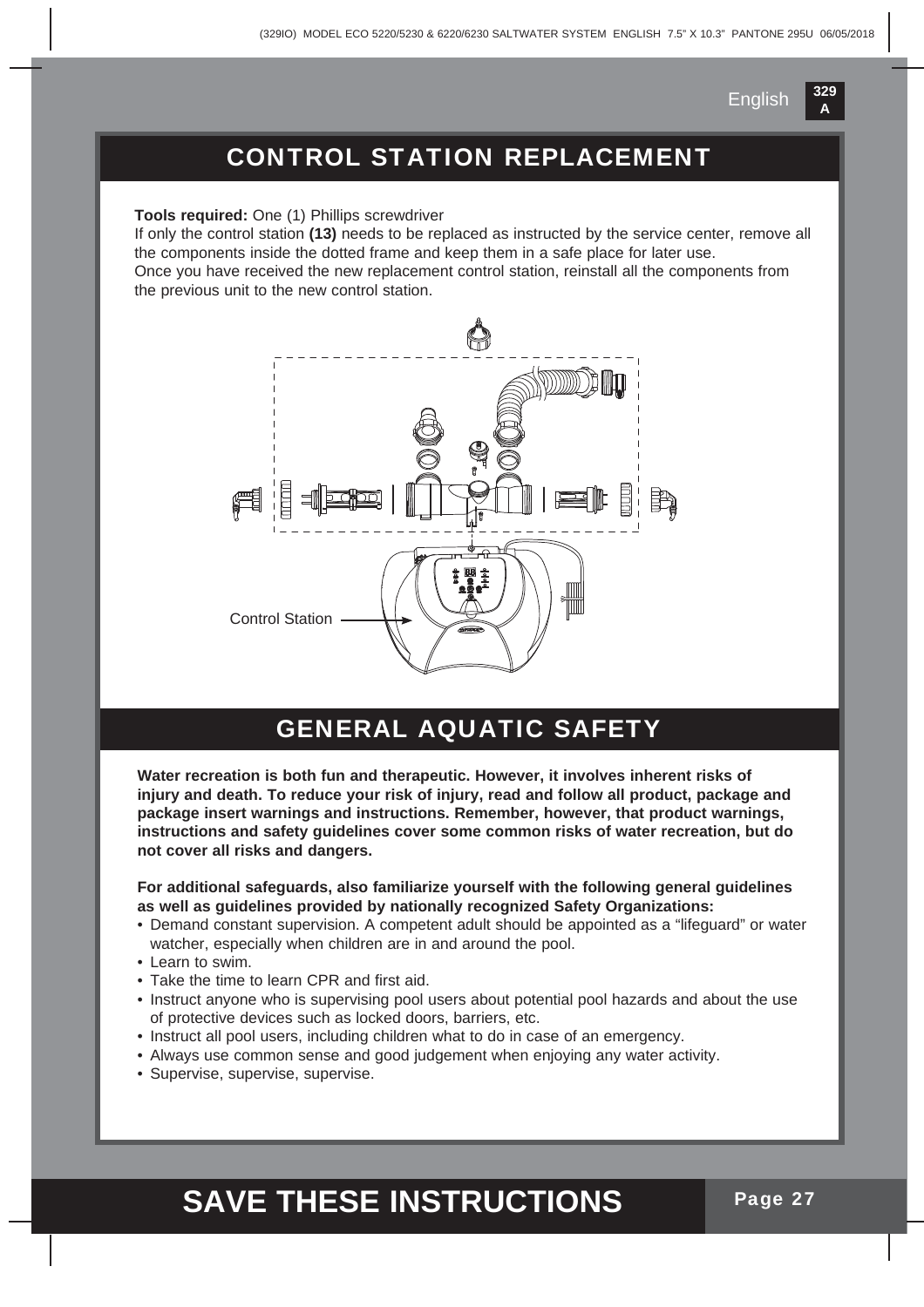## CONTROL STATION REPLACEMENT

**Tools required:** One (1) Phillips screwdriver

If only the control station **(13)** needs to be replaced as instructed by the service center, remove all the components inside the dotted frame and keep them in a safe place for later use.

Once you have received the new replacement control station, reinstall all the components from the previous unit to the new control station.

Control Station

## GENERAL AQUATIC SAFETY

**Water recreation is both fun and therapeutic. However, it involves inherent risks of injury and death. To reduce your risk of injury, read and follow all product, package and package insert warnings and instructions. Remember, however, that product warnings, instructions and safety guidelines cover some common risks of water recreation, but do not cover all risks and dangers.**

**For additional safeguards, also familiarize yourself with the following general guidelines as well as guidelines provided by nationally recognized Safety Organizations:**

- Demand constant supervision. A competent adult should be appointed as a "lifeguard" or water watcher, especially when children are in and around the pool.
- Learn to swim.
- Take the time to learn CPR and first aid.
- Instruct anyone who is supervising pool users about potential pool hazards and about the use of protective devices such as locked doors, barriers, etc.
- Instruct all pool users, including children what to do in case of an emergency.
- Always use common sense and good judgement when enjoying any water activity.
- Supervise, supervise, supervise.

# SAVE THESE INSTRUCTIONS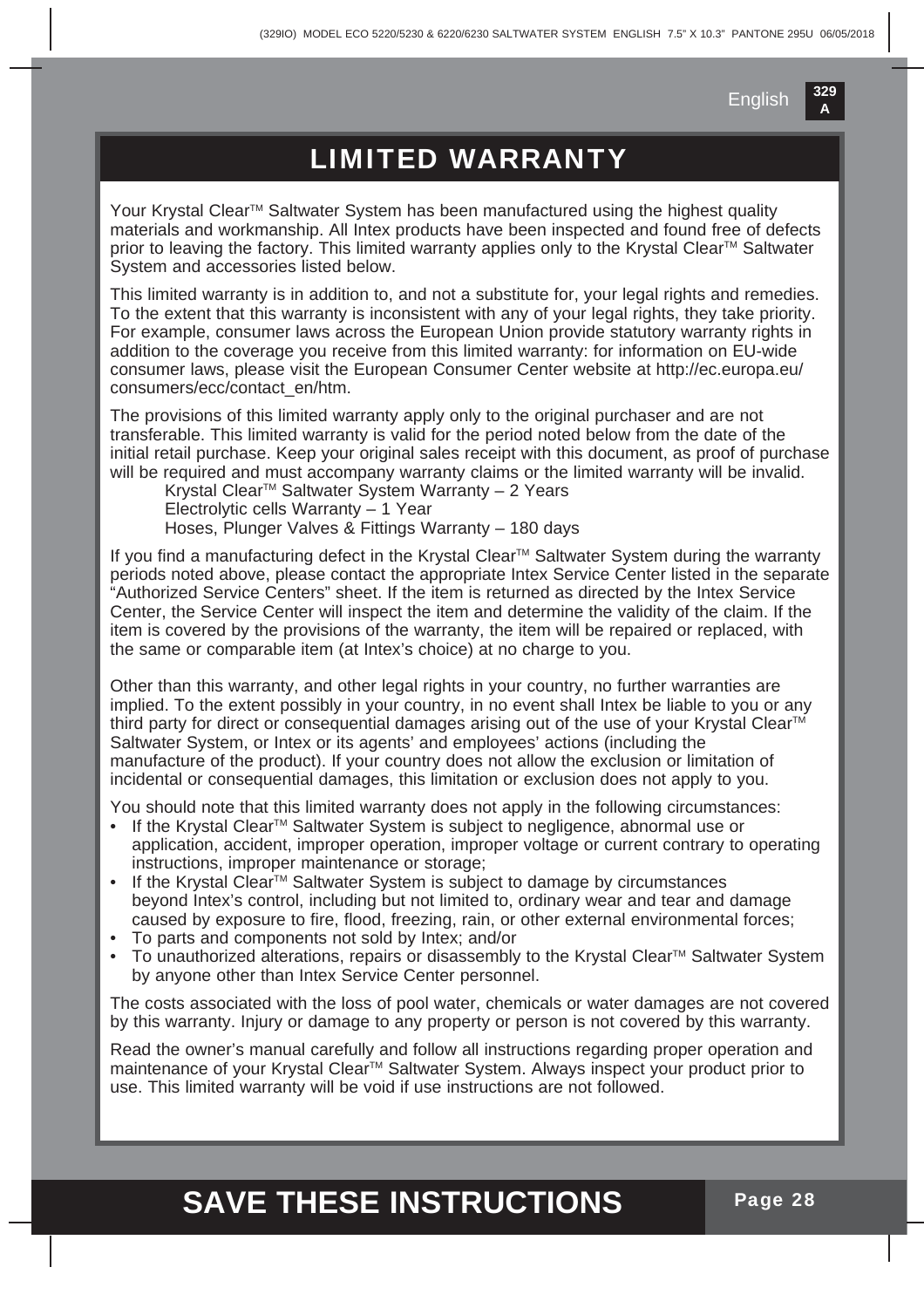# LIMITED WARRANTY

Your Krystal Clear™ Saltwater System has been manufactured using the highest quality materials and workmanship. All Intex products have been inspected and found free of defects prior to leaving the factory. This limited warranty applies only to the Krystal Clear™ Saltwater System and accessories listed below.

This limited warranty is in addition to, and not a substitute for, your legal rights and remedies. To the extent that this warranty is inconsistent with any of your legal rights, they take priority. For example, consumer laws across the European Union provide statutory warranty rights in addition to the coverage you receive from this limited warranty: for information on EU-wide consumer laws, please visit the European Consumer Center website at http://ec.europa.eu/consumers/ecc/contact_en/htm.

The provisions of this limited warranty apply only to the original purchaser and are not transferable. This limited warranty is valid for the period noted below from the date of the initial retail purchase. Keep your original sales receipt with this document, as proof of purchase will be required and must accompany warranty claims or the limited warranty will be invalid.

Krystal Clear™ Saltwater System Warranty – 2 Years
Electrolytic cells Warranty – 1 Year
Hoses, Plunger Valves & Fittings Warranty – 180 days

If you find a manufacturing defect in the Krystal Clear™ Saltwater System during the warranty periods noted above, please contact the appropriate Intex Service Center listed in the separate "Authorized Service Centers" sheet. If the item is returned as directed by the Intex Service Center, the Service Center will inspect the item and determine the validity of the claim. If the item is covered by the provisions of the warranty, the item will be repaired or replaced, with the same or comparable item (at Intex's choice) at no charge to you.

Other than this warranty, and other legal rights in your country, no further warranties are implied. To the extent possibly in your country, in no event shall Intex be liable to you or any third party for direct or consequential damages arising out of the use of your Krystal Clear™ Saltwater System, or Intex or its agents' and employees' actions (including the manufacture of the product). If your country does not allow the exclusion or limitation of incidental or consequential damages, this limitation or exclusion does not apply to you.

You should note that this limited warranty does not apply in the following circumstances:

- If the Krystal Clear™ Saltwater System is subject to negligence, abnormal use or application, accident, improper operation, improper voltage or current contrary to operating instructions, improper maintenance or storage;
- If the Krystal Clear™ Saltwater System is subject to damage by circumstances beyond Intex's control, including but not limited to, ordinary wear and tear and damage caused by exposure to fire, flood, freezing, rain, or other external environmental forces;
- To parts and components not sold by Intex; and/or
- To unauthorized alterations, repairs or disassembly to the Krystal Clear™ Saltwater System by anyone other than Intex Service Center personnel.

The costs associated with the loss of pool water, chemicals or water damages are not covered by this warranty. Injury or damage to any property or person is not covered by this warranty.

Read the owner's manual carefully and follow all instructions regarding proper operation and maintenance of your Krystal Clear™ Saltwater System. Always inspect your product prior to use. This limited warranty will be void if use instructions are not followed.

**SAVE THESE INSTRUCTIONS**